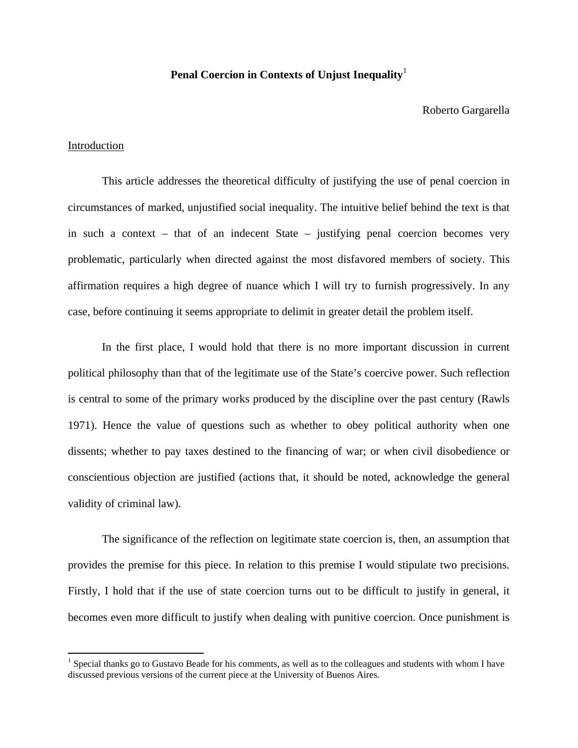# Penal Coercion in Contexts of Unjust Inequality[1]

Roberto Gargarella

## Introduction

This article addresses the theoretical difficulty of justifying the use of penal coercion in circumstances of marked, unjustified social inequality. The intuitive belief behind the text is that in such a context – that of an indecent State – justifying penal coercion becomes very problematic, particularly when directed against the most disfavored members of society. This affirmation requires a high degree of nuance which I will try to furnish progressively. In any case, before continuing it seems appropriate to delimit in greater detail the problem itself.

In the first place, I would hold that there is no more important discussion in current political philosophy than that of the legitimate use of the State's coercive power. Such reflection is central to some of the primary works produced by the discipline over the past century (Rawls 1971). Hence the value of questions such as whether to obey political authority when one dissents; whether to pay taxes destined to the financing of war; or when civil disobedience or conscientious objection are justified (actions that, it should be noted, acknowledge the general validity of criminal law).

The significance of the reflection on legitimate state coercion is, then, an assumption that provides the premise for this piece. In relation to this premise I would stipulate two precisions. Firstly, I hold that if the use of state coercion turns out to be difficult to justify in general, it becomes even more difficult to justify when dealing with punitive coercion. Once punishment is

[1] Special thanks go to Gustavo Beade for his comments, as well as to the colleagues and students with whom I have discussed previous versions of the current piece at the University of Buenos Aires.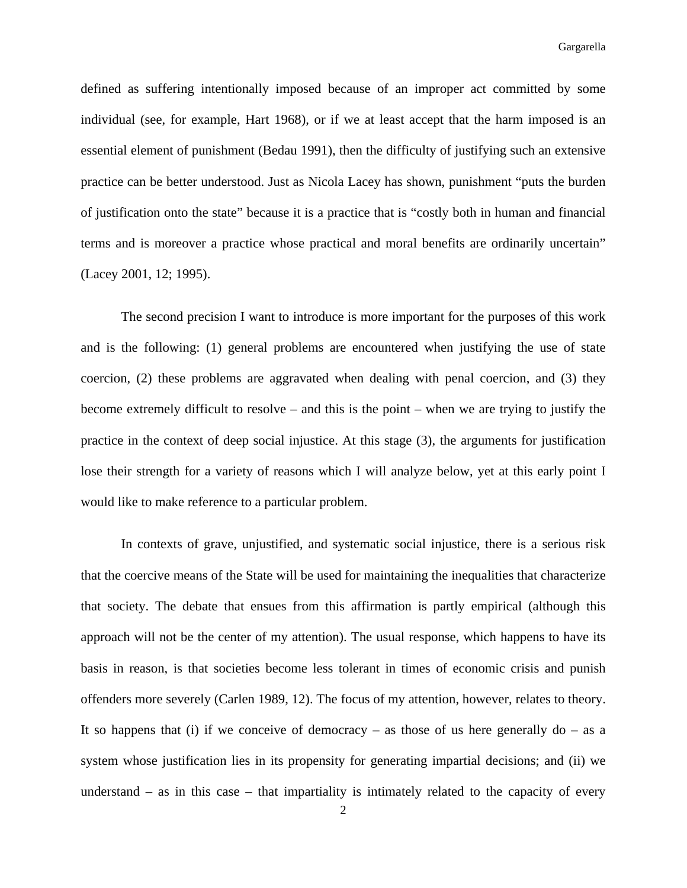defined as suffering intentionally imposed because of an improper act committed by some individual (see, for example, Hart 1968), or if we at least accept that the harm imposed is an essential element of punishment (Bedau 1991), then the difficulty of justifying such an extensive practice can be better understood. Just as Nicola Lacey has shown, punishment "puts the burden of justification onto the state" because it is a practice that is "costly both in human and financial terms and is moreover a practice whose practical and moral benefits are ordinarily uncertain" (Lacey 2001, 12; 1995).

The second precision I want to introduce is more important for the purposes of this work and is the following: (1) general problems are encountered when justifying the use of state coercion, (2) these problems are aggravated when dealing with penal coercion, and (3) they become extremely difficult to resolve – and this is the point – when we are trying to justify the practice in the context of deep social injustice. At this stage (3), the arguments for justification lose their strength for a variety of reasons which I will analyze below, yet at this early point I would like to make reference to a particular problem.

In contexts of grave, unjustified, and systematic social injustice, there is a serious risk that the coercive means of the State will be used for maintaining the inequalities that characterize that society. The debate that ensues from this affirmation is partly empirical (although this approach will not be the center of my attention). The usual response, which happens to have its basis in reason, is that societies become less tolerant in times of economic crisis and punish offenders more severely (Carlen 1989, 12). The focus of my attention, however, relates to theory. It so happens that (i) if we conceive of democracy – as those of us here generally do – as a system whose justification lies in its propensity for generating impartial decisions; and (ii) we understand – as in this case – that impartiality is intimately related to the capacity of every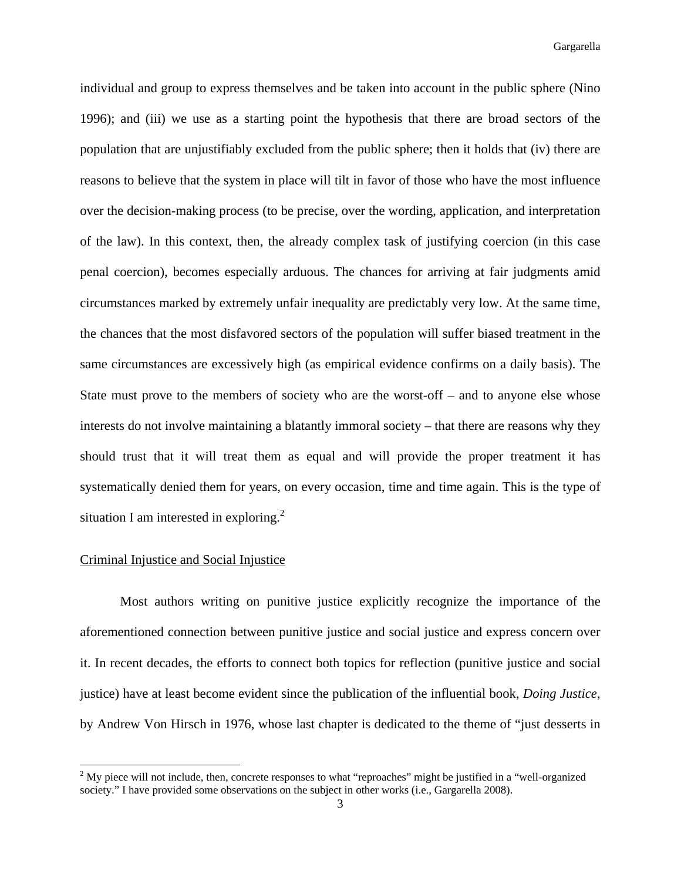individual and group to express themselves and be taken into account in the public sphere (Nino 1996); and (iii) we use as a starting point the hypothesis that there are broad sectors of the population that are unjustifiably excluded from the public sphere; then it holds that (iv) there are reasons to believe that the system in place will tilt in favor of those who have the most influence over the decision-making process (to be precise, over the wording, application, and interpretation of the law). In this context, then, the already complex task of justifying coercion (in this case penal coercion), becomes especially arduous. The chances for arriving at fair judgments amid circumstances marked by extremely unfair inequality are predictably very low. At the same time, the chances that the most disfavored sectors of the population will suffer biased treatment in the same circumstances are excessively high (as empirical evidence confirms on a daily basis). The State must prove to the members of society who are the worst-off – and to anyone else whose interests do not involve maintaining a blatantly immoral society – that there are reasons why they should trust that it will treat them as equal and will provide the proper treatment it has systematically denied them for years, on every occasion, time and time again. This is the type of situation I am interested in exploring.[2]

## Criminal Injustice and Social Injustice

Most authors writing on punitive justice explicitly recognize the importance of the aforementioned connection between punitive justice and social justice and express concern over it. In recent decades, the efforts to connect both topics for reflection (punitive justice and social justice) have at least become evident since the publication of the influential book, *Doing Justice*, by Andrew Von Hirsch in 1976, whose last chapter is dedicated to the theme of "just desserts in

[2] My piece will not include, then, concrete responses to what "reproaches" might be justified in a "well-organized society." I have provided some observations on the subject in other works (i.e., Gargarella 2008).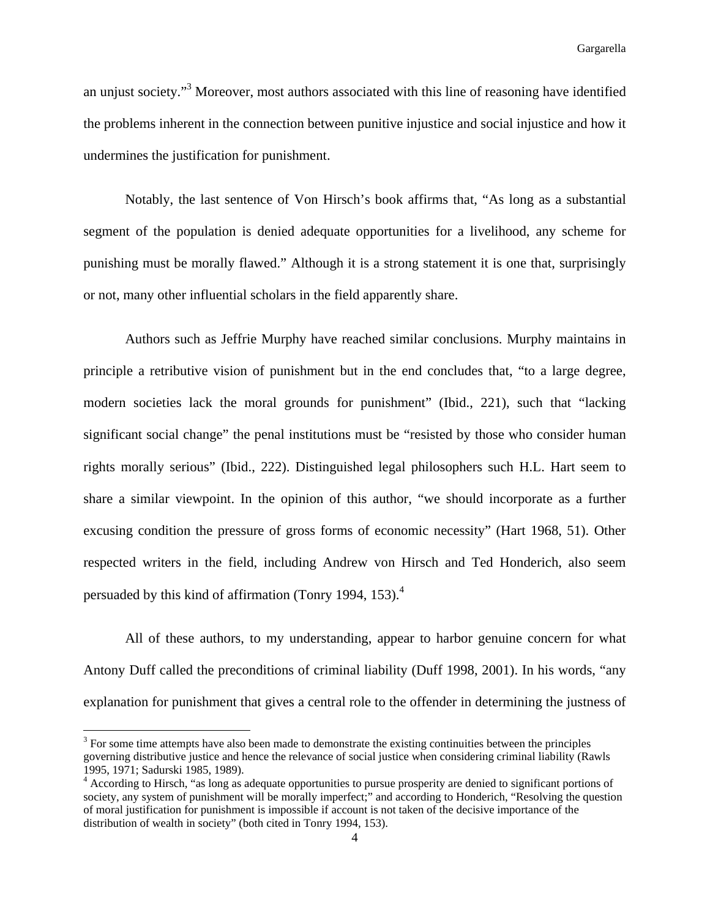an unjust society."[3] Moreover, most authors associated with this line of reasoning have identified the problems inherent in the connection between punitive injustice and social injustice and how it undermines the justification for punishment.

Notably, the last sentence of Von Hirsch's book affirms that, "As long as a substantial segment of the population is denied adequate opportunities for a livelihood, any scheme for punishing must be morally flawed." Although it is a strong statement it is one that, surprisingly or not, many other influential scholars in the field apparently share.

Authors such as Jeffrie Murphy have reached similar conclusions. Murphy maintains in principle a retributive vision of punishment but in the end concludes that, "to a large degree, modern societies lack the moral grounds for punishment" (Ibid., 221), such that "lacking significant social change" the penal institutions must be "resisted by those who consider human rights morally serious" (Ibid., 222). Distinguished legal philosophers such H.L. Hart seem to share a similar viewpoint. In the opinion of this author, "we should incorporate as a further excusing condition the pressure of gross forms of economic necessity" (Hart 1968, 51). Other respected writers in the field, including Andrew von Hirsch and Ted Honderich, also seem persuaded by this kind of affirmation (Tonry 1994, 153).[4]

All of these authors, to my understanding, appear to harbor genuine concern for what Antony Duff called the preconditions of criminal liability (Duff 1998, 2001). In his words, "any explanation for punishment that gives a central role to the offender in determining the justness of

---

[3] For some time attempts have also been made to demonstrate the existing continuities between the principles governing distributive justice and hence the relevance of social justice when considering criminal liability (Rawls 1995, 1971; Sadurski 1985, 1989).

[4] According to Hirsch, "as long as adequate opportunities to pursue prosperity are denied to significant portions of society, any system of punishment will be morally imperfect;" and according to Honderich, "Resolving the question of moral justification for punishment is impossible if account is not taken of the decisive importance of the distribution of wealth in society" (both cited in Tonry 1994, 153).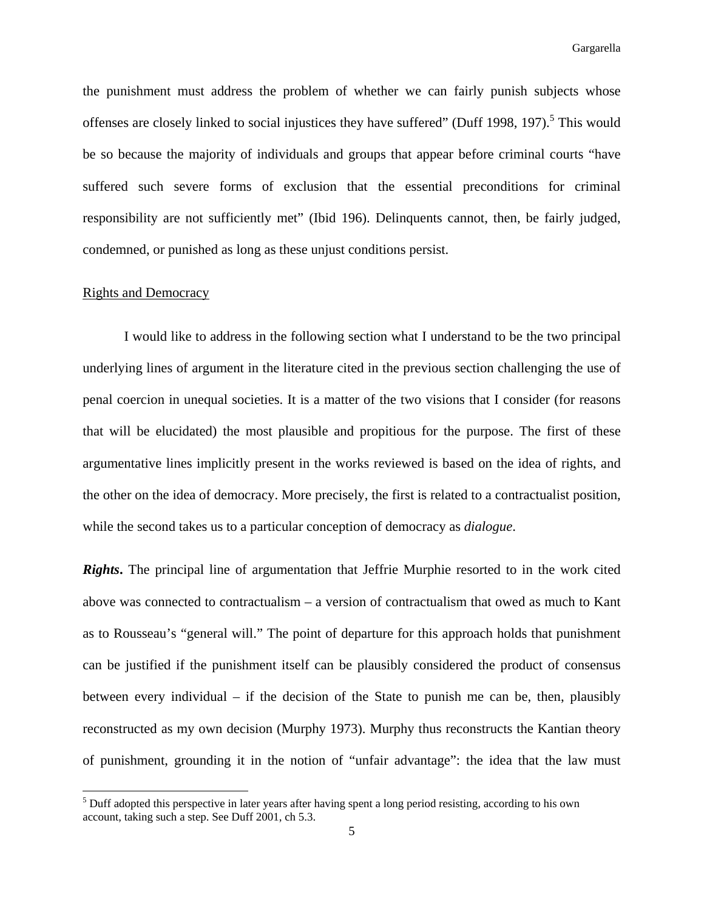the punishment must address the problem of whether we can fairly punish subjects whose offenses are closely linked to social injustices they have suffered" (Duff 1998, 197).[5] This would be so because the majority of individuals and groups that appear before criminal courts "have suffered such severe forms of exclusion that the essential preconditions for criminal responsibility are not sufficiently met" (Ibid 196). Delinquents cannot, then, be fairly judged, condemned, or punished as long as these unjust conditions persist.

## Rights and Democracy

I would like to address in the following section what I understand to be the two principal underlying lines of argument in the literature cited in the previous section challenging the use of penal coercion in unequal societies. It is a matter of the two visions that I consider (for reasons that will be elucidated) the most plausible and propitious for the purpose. The first of these argumentative lines implicitly present in the works reviewed is based on the idea of rights, and the other on the idea of democracy. More precisely, the first is related to a contractualist position, while the second takes us to a particular conception of democracy as *dialogue*.

***Rights*.** The principal line of argumentation that Jeffrie Murphie resorted to in the work cited above was connected to contractualism – a version of contractualism that owed as much to Kant as to Rousseau's "general will." The point of departure for this approach holds that punishment can be justified if the punishment itself can be plausibly considered the product of consensus between every individual – if the decision of the State to punish me can be, then, plausibly reconstructed as my own decision (Murphy 1973). Murphy thus reconstructs the Kantian theory of punishment, grounding it in the notion of "unfair advantage": the idea that the law must

[5] Duff adopted this perspective in later years after having spent a long period resisting, according to his own account, taking such a step. See Duff 2001, ch 5.3.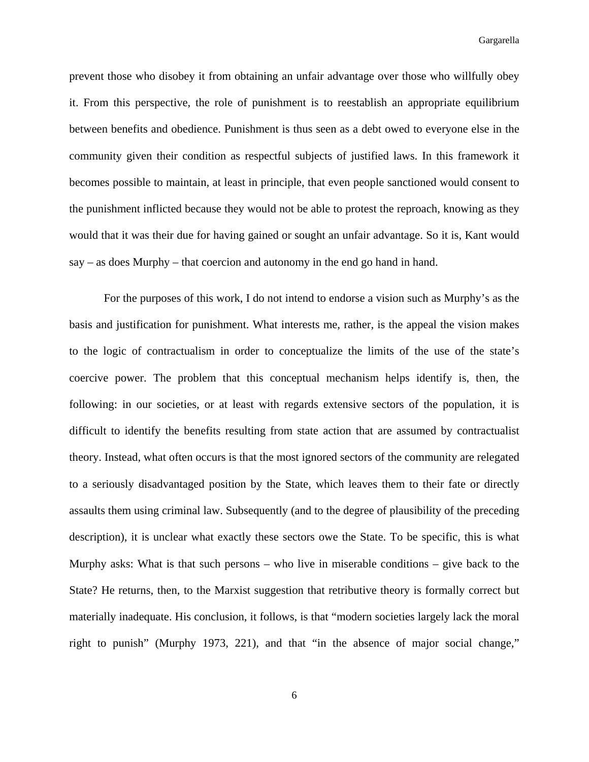prevent those who disobey it from obtaining an unfair advantage over those who willfully obey it. From this perspective, the role of punishment is to reestablish an appropriate equilibrium between benefits and obedience. Punishment is thus seen as a debt owed to everyone else in the community given their condition as respectful subjects of justified laws. In this framework it becomes possible to maintain, at least in principle, that even people sanctioned would consent to the punishment inflicted because they would not be able to protest the reproach, knowing as they would that it was their due for having gained or sought an unfair advantage. So it is, Kant would say – as does Murphy – that coercion and autonomy in the end go hand in hand.

For the purposes of this work, I do not intend to endorse a vision such as Murphy's as the basis and justification for punishment. What interests me, rather, is the appeal the vision makes to the logic of contractualism in order to conceptualize the limits of the use of the state's coercive power. The problem that this conceptual mechanism helps identify is, then, the following: in our societies, or at least with regards extensive sectors of the population, it is difficult to identify the benefits resulting from state action that are assumed by contractualist theory. Instead, what often occurs is that the most ignored sectors of the community are relegated to a seriously disadvantaged position by the State, which leaves them to their fate or directly assaults them using criminal law. Subsequently (and to the degree of plausibility of the preceding description), it is unclear what exactly these sectors owe the State. To be specific, this is what Murphy asks: What is that such persons – who live in miserable conditions – give back to the State? He returns, then, to the Marxist suggestion that retributive theory is formally correct but materially inadequate. His conclusion, it follows, is that "modern societies largely lack the moral right to punish" (Murphy 1973, 221), and that "in the absence of major social change,"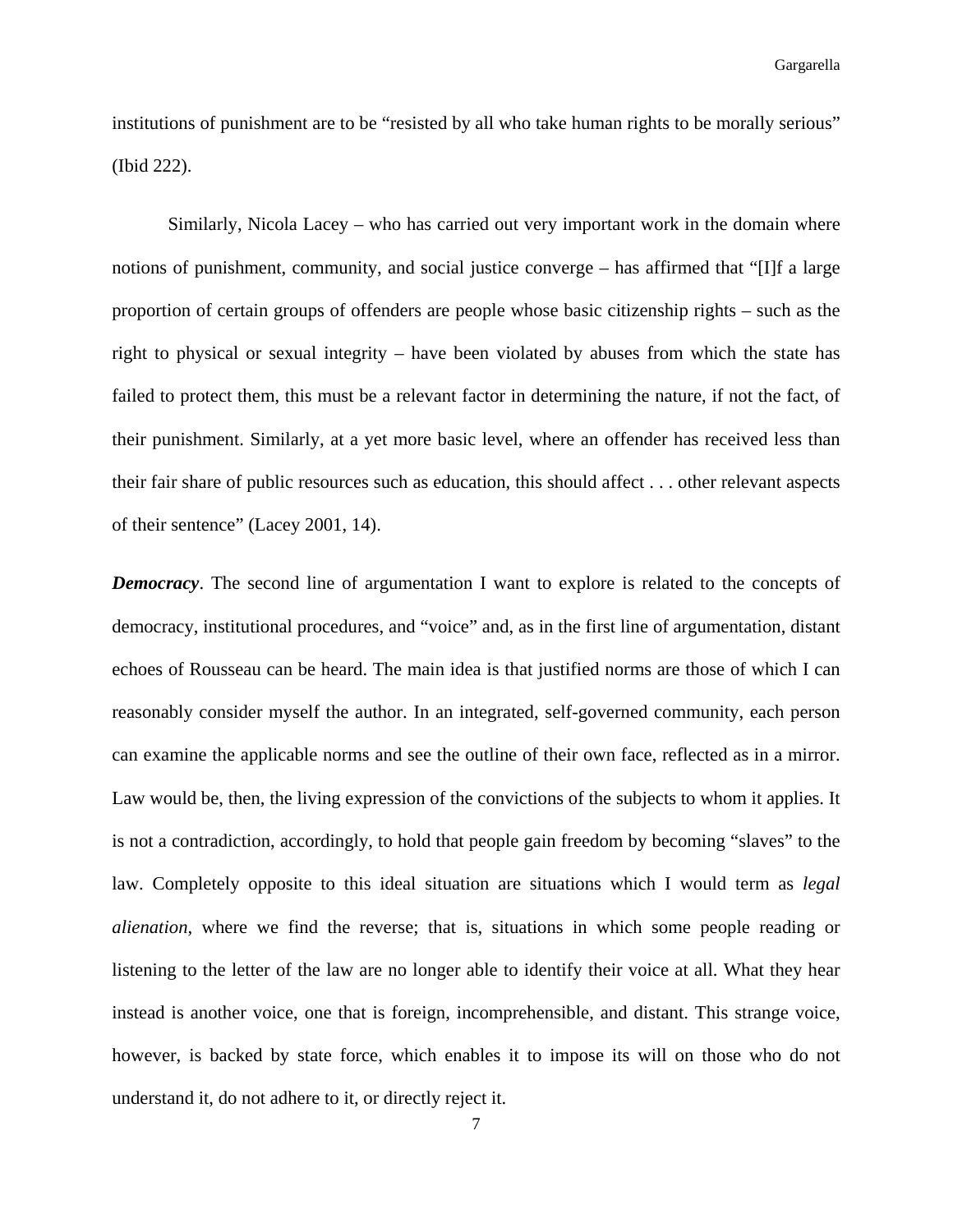institutions of punishment are to be "resisted by all who take human rights to be morally serious" (Ibid 222).

Similarly, Nicola Lacey – who has carried out very important work in the domain where notions of punishment, community, and social justice converge – has affirmed that "[I]f a large proportion of certain groups of offenders are people whose basic citizenship rights – such as the right to physical or sexual integrity – have been violated by abuses from which the state has failed to protect them, this must be a relevant factor in determining the nature, if not the fact, of their punishment. Similarly, at a yet more basic level, where an offender has received less than their fair share of public resources such as education, this should affect . . . other relevant aspects of their sentence" (Lacey 2001, 14).

***Democracy***. The second line of argumentation I want to explore is related to the concepts of democracy, institutional procedures, and "voice" and, as in the first line of argumentation, distant echoes of Rousseau can be heard. The main idea is that justified norms are those of which I can reasonably consider myself the author. In an integrated, self-governed community, each person can examine the applicable norms and see the outline of their own face, reflected as in a mirror. Law would be, then, the living expression of the convictions of the subjects to whom it applies. It is not a contradiction, accordingly, to hold that people gain freedom by becoming "slaves" to the law. Completely opposite to this ideal situation are situations which I would term as *legal alienation*, where we find the reverse; that is, situations in which some people reading or listening to the letter of the law are no longer able to identify their voice at all. What they hear instead is another voice, one that is foreign, incomprehensible, and distant. This strange voice, however, is backed by state force, which enables it to impose its will on those who do not understand it, do not adhere to it, or directly reject it.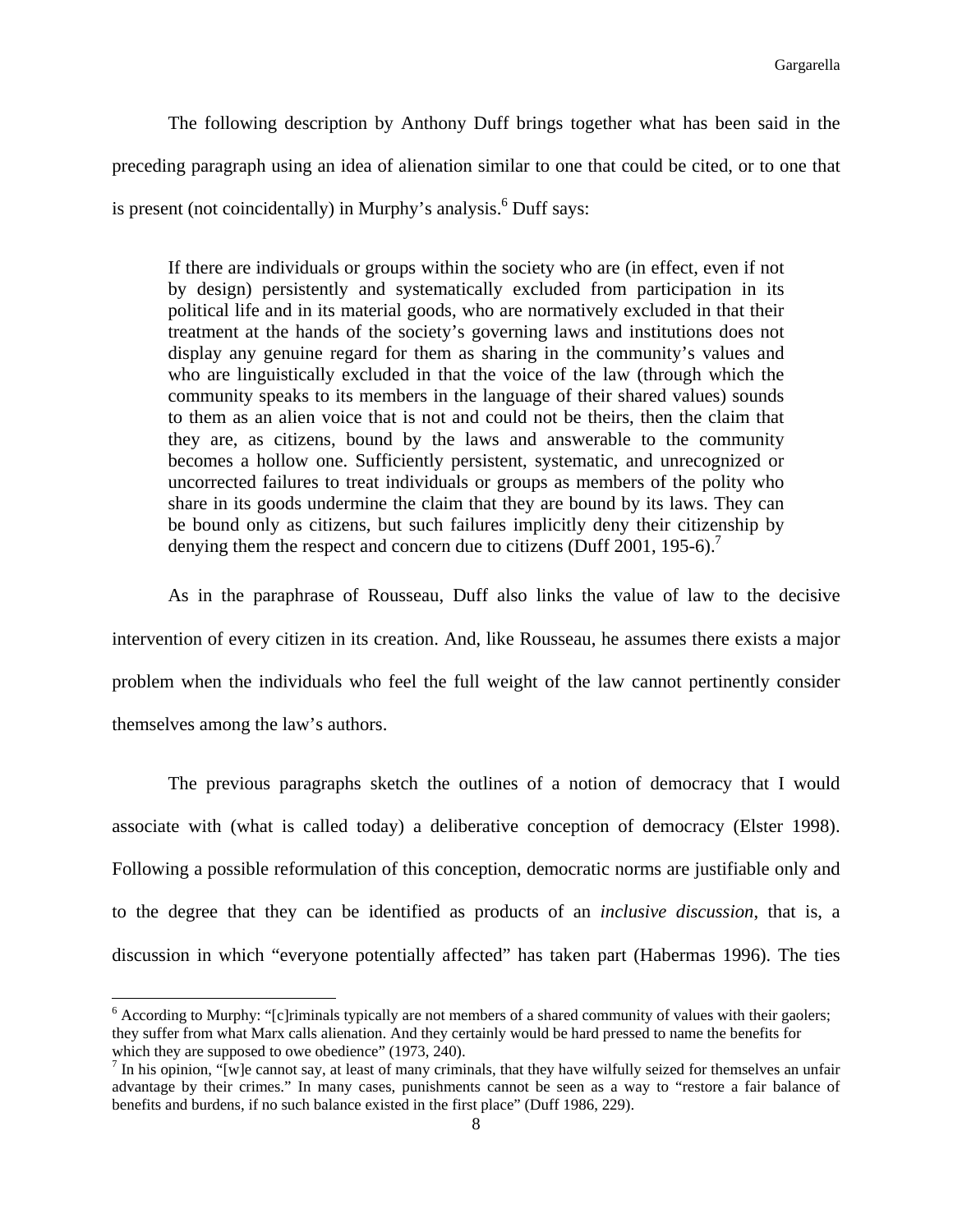The following description by Anthony Duff brings together what has been said in the preceding paragraph using an idea of alienation similar to one that could be cited, or to one that is present (not coincidentally) in Murphy's analysis.[6] Duff says:

> If there are individuals or groups within the society who are (in effect, even if not by design) persistently and systematically excluded from participation in its political life and in its material goods, who are normatively excluded in that their treatment at the hands of the society's governing laws and institutions does not display any genuine regard for them as sharing in the community's values and who are linguistically excluded in that the voice of the law (through which the community speaks to its members in the language of their shared values) sounds to them as an alien voice that is not and could not be theirs, then the claim that they are, as citizens, bound by the laws and answerable to the community becomes a hollow one. Sufficiently persistent, systematic, and unrecognized or uncorrected failures to treat individuals or groups as members of the polity who share in its goods undermine the claim that they are bound by its laws. They can be bound only as citizens, but such failures implicitly deny their citizenship by denying them the respect and concern due to citizens (Duff 2001, 195-6).[7]

As in the paraphrase of Rousseau, Duff also links the value of law to the decisive intervention of every citizen in its creation. And, like Rousseau, he assumes there exists a major problem when the individuals who feel the full weight of the law cannot pertinently consider themselves among the law's authors.

The previous paragraphs sketch the outlines of a notion of democracy that I would associate with (what is called today) a deliberative conception of democracy (Elster 1998). Following a possible reformulation of this conception, democratic norms are justifiable only and to the degree that they can be identified as products of an *inclusive discussion*, that is, a discussion in which "everyone potentially affected" has taken part (Habermas 1996). The ties

---

[6] According to Murphy: "[c]riminals typically are not members of a shared community of values with their gaolers; they suffer from what Marx calls alienation. And they certainly would be hard pressed to name the benefits for which they are supposed to owe obedience" (1973, 240).

[7] In his opinion, "[w]e cannot say, at least of many criminals, that they have wilfully seized for themselves an unfair advantage by their crimes." In many cases, punishments cannot be seen as a way to "restore a fair balance of benefits and burdens, if no such balance existed in the first place" (Duff 1986, 229).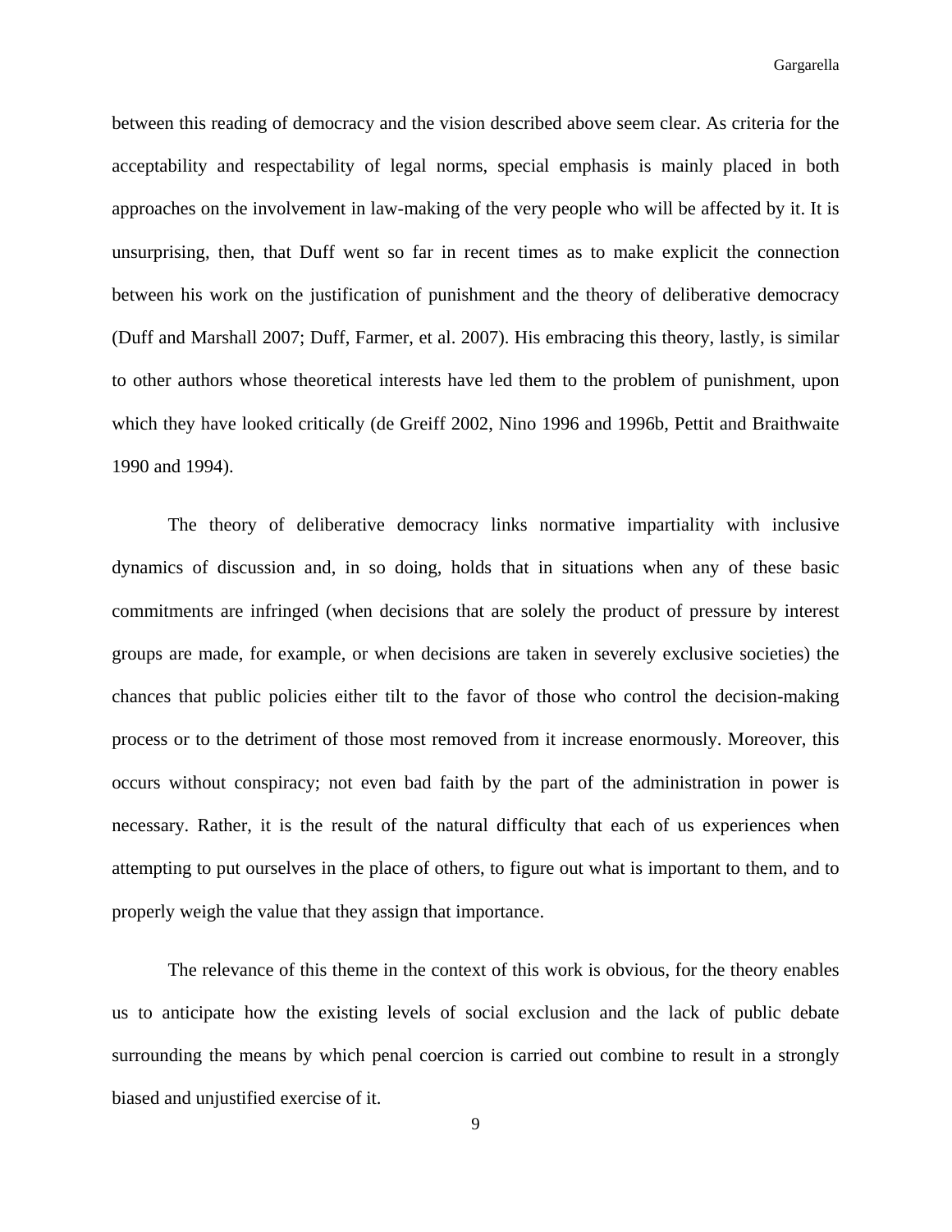between this reading of democracy and the vision described above seem clear. As criteria for the acceptability and respectability of legal norms, special emphasis is mainly placed in both approaches on the involvement in law-making of the very people who will be affected by it. It is unsurprising, then, that Duff went so far in recent times as to make explicit the connection between his work on the justification of punishment and the theory of deliberative democracy (Duff and Marshall 2007; Duff, Farmer, et al. 2007). His embracing this theory, lastly, is similar to other authors whose theoretical interests have led them to the problem of punishment, upon which they have looked critically (de Greiff 2002, Nino 1996 and 1996b, Pettit and Braithwaite 1990 and 1994).

The theory of deliberative democracy links normative impartiality with inclusive dynamics of discussion and, in so doing, holds that in situations when any of these basic commitments are infringed (when decisions that are solely the product of pressure by interest groups are made, for example, or when decisions are taken in severely exclusive societies) the chances that public policies either tilt to the favor of those who control the decision-making process or to the detriment of those most removed from it increase enormously. Moreover, this occurs without conspiracy; not even bad faith by the part of the administration in power is necessary. Rather, it is the result of the natural difficulty that each of us experiences when attempting to put ourselves in the place of others, to figure out what is important to them, and to properly weigh the value that they assign that importance.

The relevance of this theme in the context of this work is obvious, for the theory enables us to anticipate how the existing levels of social exclusion and the lack of public debate surrounding the means by which penal coercion is carried out combine to result in a strongly biased and unjustified exercise of it.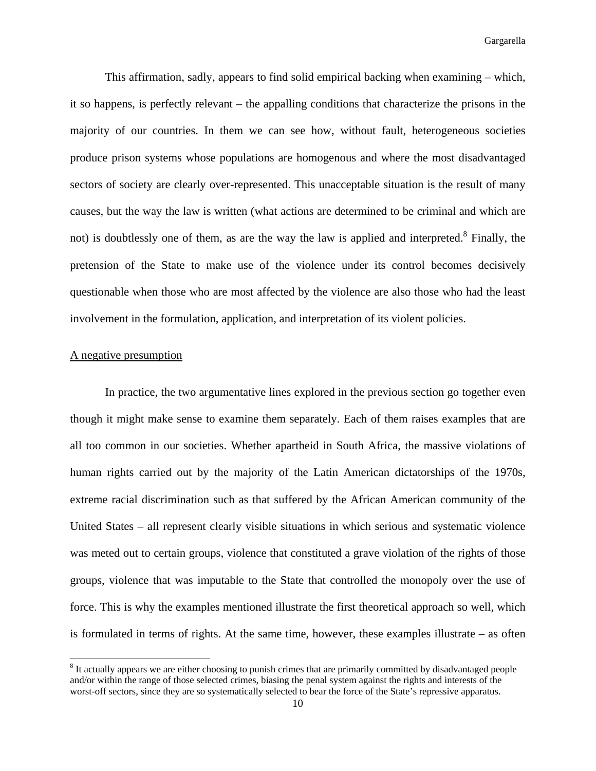This affirmation, sadly, appears to find solid empirical backing when examining – which, it so happens, is perfectly relevant – the appalling conditions that characterize the prisons in the majority of our countries. In them we can see how, without fault, heterogeneous societies produce prison systems whose populations are homogenous and where the most disadvantaged sectors of society are clearly over-represented. This unacceptable situation is the result of many causes, but the way the law is written (what actions are determined to be criminal and which are not) is doubtlessly one of them, as are the way the law is applied and interpreted.[8] Finally, the pretension of the State to make use of the violence under its control becomes decisively questionable when those who are most affected by the violence are also those who had the least involvement in the formulation, application, and interpretation of its violent policies.

## A negative presumption

In practice, the two argumentative lines explored in the previous section go together even though it might make sense to examine them separately. Each of them raises examples that are all too common in our societies. Whether apartheid in South Africa, the massive violations of human rights carried out by the majority of the Latin American dictatorships of the 1970s, extreme racial discrimination such as that suffered by the African American community of the United States – all represent clearly visible situations in which serious and systematic violence was meted out to certain groups, violence that constituted a grave violation of the rights of those groups, violence that was imputable to the State that controlled the monopoly over the use of force. This is why the examples mentioned illustrate the first theoretical approach so well, which is formulated in terms of rights. At the same time, however, these examples illustrate – as often

[8] It actually appears we are either choosing to punish crimes that are primarily committed by disadvantaged people and/or within the range of those selected crimes, biasing the penal system against the rights and interests of the worst-off sectors, since they are so systematically selected to bear the force of the State's repressive apparatus.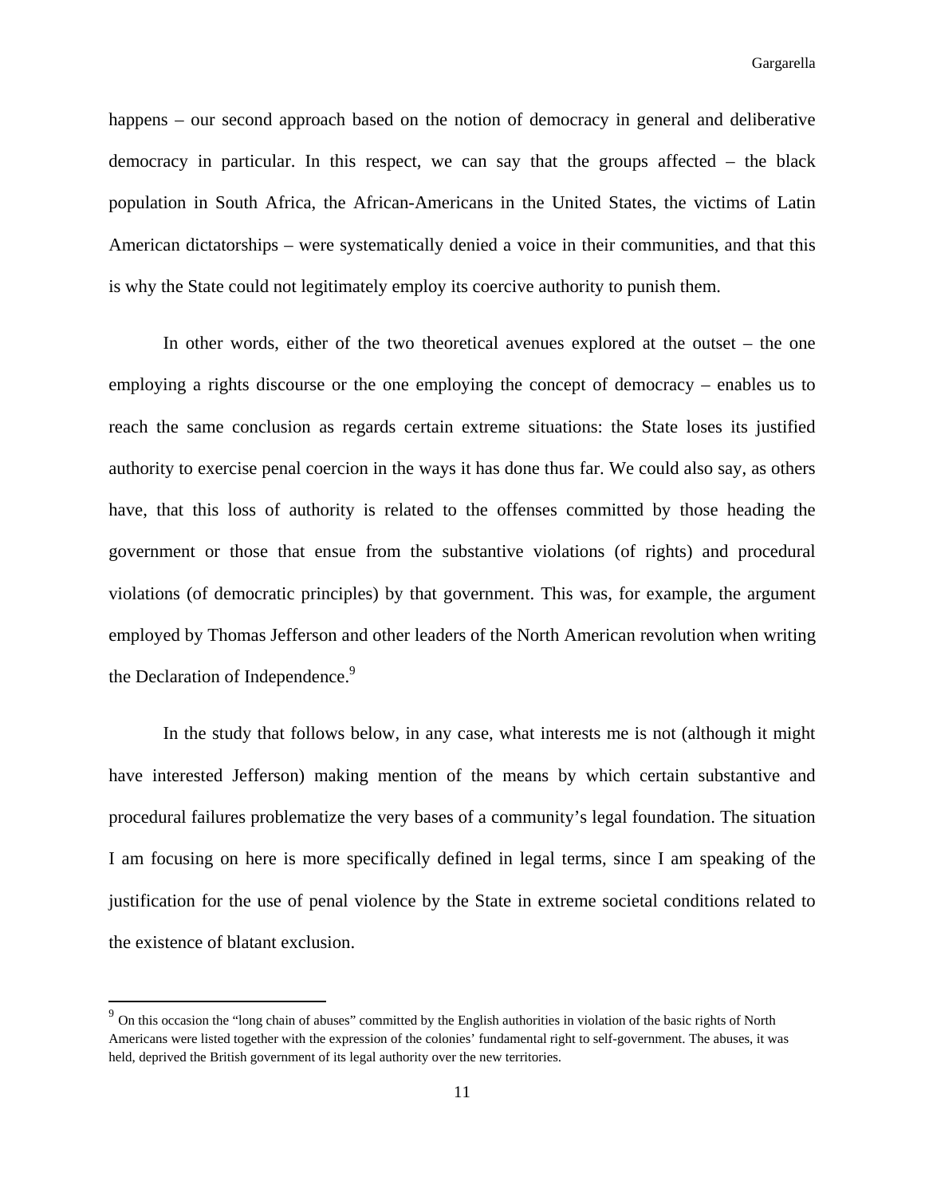happens – our second approach based on the notion of democracy in general and deliberative democracy in particular. In this respect, we can say that the groups affected – the black population in South Africa, the African-Americans in the United States, the victims of Latin American dictatorships – were systematically denied a voice in their communities, and that this is why the State could not legitimately employ its coercive authority to punish them.

In other words, either of the two theoretical avenues explored at the outset – the one employing a rights discourse or the one employing the concept of democracy – enables us to reach the same conclusion as regards certain extreme situations: the State loses its justified authority to exercise penal coercion in the ways it has done thus far. We could also say, as others have, that this loss of authority is related to the offenses committed by those heading the government or those that ensue from the substantive violations (of rights) and procedural violations (of democratic principles) by that government. This was, for example, the argument employed by Thomas Jefferson and other leaders of the North American revolution when writing the Declaration of Independence.[9]

In the study that follows below, in any case, what interests me is not (although it might have interested Jefferson) making mention of the means by which certain substantive and procedural failures problematize the very bases of a community's legal foundation. The situation I am focusing on here is more specifically defined in legal terms, since I am speaking of the justification for the use of penal violence by the State in extreme societal conditions related to the existence of blatant exclusion.

---

[9] On this occasion the "long chain of abuses" committed by the English authorities in violation of the basic rights of North Americans were listed together with the expression of the colonies' fundamental right to self-government. The abuses, it was held, deprived the British government of its legal authority over the new territories.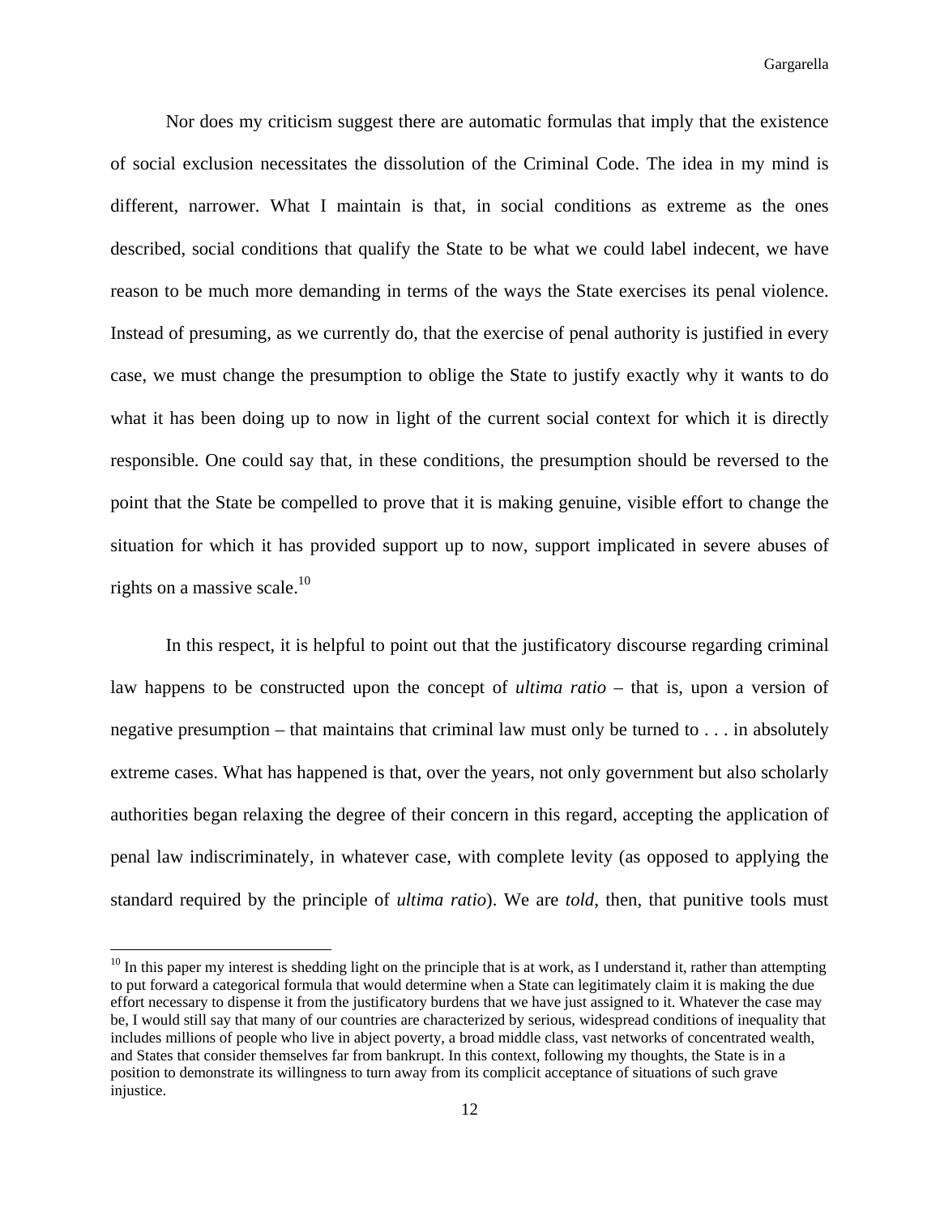Nor does my criticism suggest there are automatic formulas that imply that the existence of social exclusion necessitates the dissolution of the Criminal Code. The idea in my mind is different, narrower. What I maintain is that, in social conditions as extreme as the ones described, social conditions that qualify the State to be what we could label indecent, we have reason to be much more demanding in terms of the ways the State exercises its penal violence. Instead of presuming, as we currently do, that the exercise of penal authority is justified in every case, we must change the presumption to oblige the State to justify exactly why it wants to do what it has been doing up to now in light of the current social context for which it is directly responsible. One could say that, in these conditions, the presumption should be reversed to the point that the State be compelled to prove that it is making genuine, visible effort to change the situation for which it has provided support up to now, support implicated in severe abuses of rights on a massive scale.[10]

In this respect, it is helpful to point out that the justificatory discourse regarding criminal law happens to be constructed upon the concept of *ultima ratio* – that is, upon a version of negative presumption – that maintains that criminal law must only be turned to . . . in absolutely extreme cases. What has happened is that, over the years, not only government but also scholarly authorities began relaxing the degree of their concern in this regard, accepting the application of penal law indiscriminately, in whatever case, with complete levity (as opposed to applying the standard required by the principle of *ultima ratio*). We are *told*, then, that punitive tools must

[10] In this paper my interest is shedding light on the principle that is at work, as I understand it, rather than attempting to put forward a categorical formula that would determine when a State can legitimately claim it is making the due effort necessary to dispense it from the justificatory burdens that we have just assigned to it. Whatever the case may be, I would still say that many of our countries are characterized by serious, widespread conditions of inequality that includes millions of people who live in abject poverty, a broad middle class, vast networks of concentrated wealth, and States that consider themselves far from bankrupt. In this context, following my thoughts, the State is in a position to demonstrate its willingness to turn away from its complicit acceptance of situations of such grave injustice.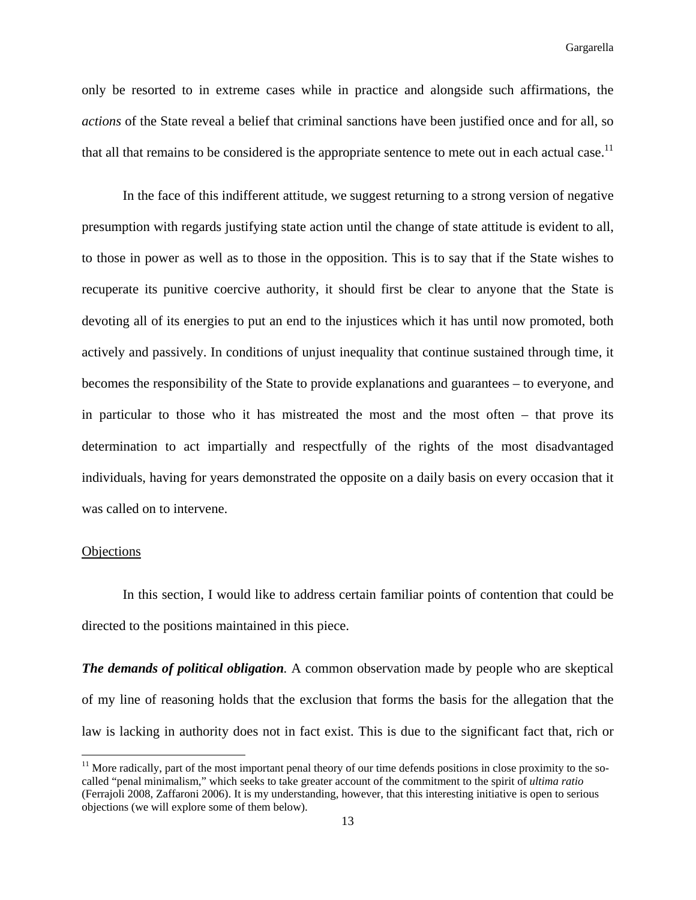only be resorted to in extreme cases while in practice and alongside such affirmations, the *actions* of the State reveal a belief that criminal sanctions have been justified once and for all, so that all that remains to be considered is the appropriate sentence to mete out in each actual case.[11]

In the face of this indifferent attitude, we suggest returning to a strong version of negative presumption with regards justifying state action until the change of state attitude is evident to all, to those in power as well as to those in the opposition. This is to say that if the State wishes to recuperate its punitive coercive authority, it should first be clear to anyone that the State is devoting all of its energies to put an end to the injustices which it has until now promoted, both actively and passively. In conditions of unjust inequality that continue sustained through time, it becomes the responsibility of the State to provide explanations and guarantees – to everyone, and in particular to those who it has mistreated the most and the most often – that prove its determination to act impartially and respectfully of the rights of the most disadvantaged individuals, having for years demonstrated the opposite on a daily basis on every occasion that it was called on to intervene.

## Objections

In this section, I would like to address certain familiar points of contention that could be directed to the positions maintained in this piece.

***The demands of political obligation****.* A common observation made by people who are skeptical of my line of reasoning holds that the exclusion that forms the basis for the allegation that the law is lacking in authority does not in fact exist. This is due to the significant fact that, rich or

---

[11] More radically, part of the most important penal theory of our time defends positions in close proximity to the so-called "penal minimalism," which seeks to take greater account of the commitment to the spirit of *ultima ratio* (Ferrajoli 2008, Zaffaroni 2006). It is my understanding, however, that this interesting initiative is open to serious objections (we will explore some of them below).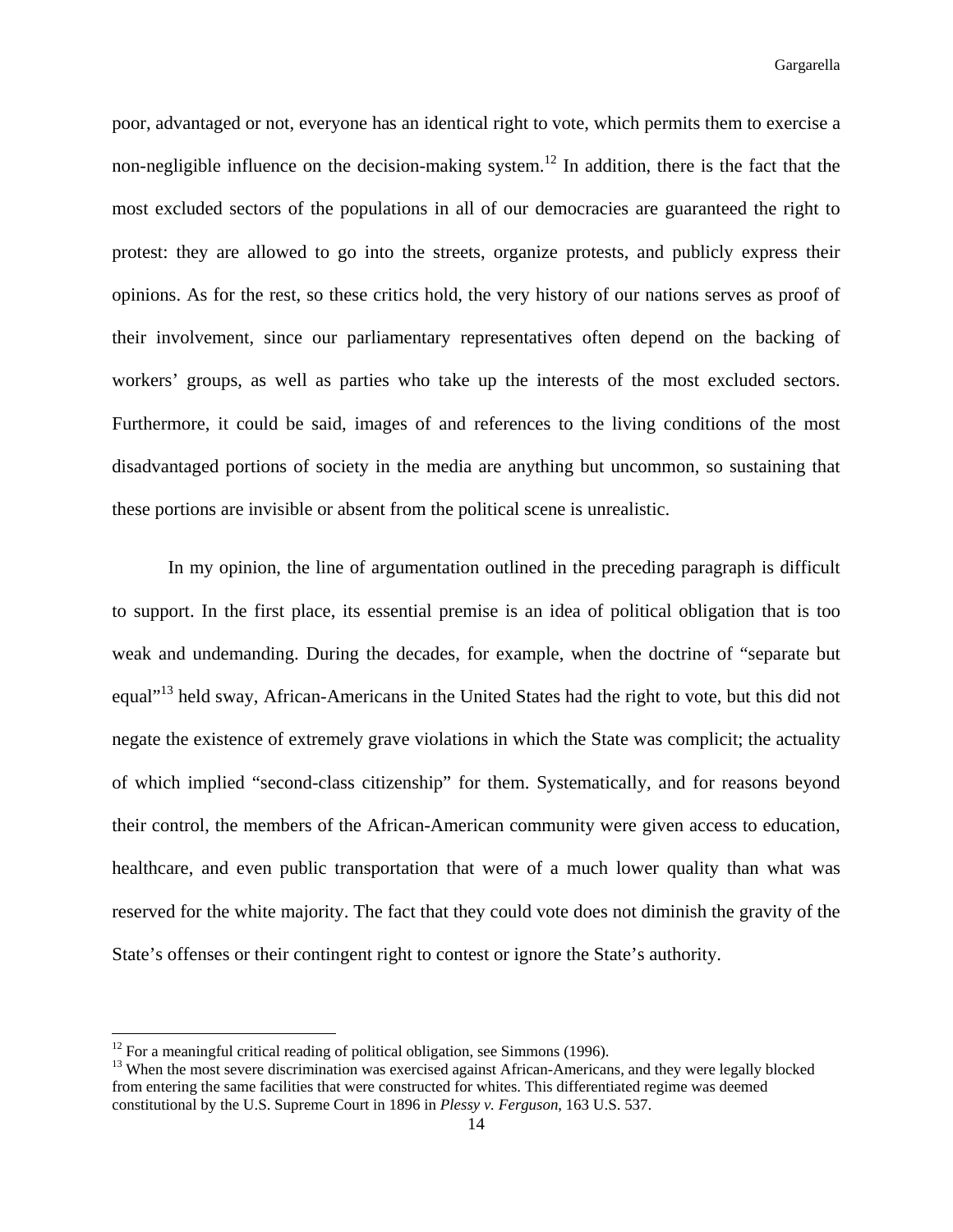poor, advantaged or not, everyone has an identical right to vote, which permits them to exercise a non-negligible influence on the decision-making system.[12] In addition, there is the fact that the most excluded sectors of the populations in all of our democracies are guaranteed the right to protest: they are allowed to go into the streets, organize protests, and publicly express their opinions. As for the rest, so these critics hold, the very history of our nations serves as proof of their involvement, since our parliamentary representatives often depend on the backing of workers' groups, as well as parties who take up the interests of the most excluded sectors. Furthermore, it could be said, images of and references to the living conditions of the most disadvantaged portions of society in the media are anything but uncommon, so sustaining that these portions are invisible or absent from the political scene is unrealistic.

In my opinion, the line of argumentation outlined in the preceding paragraph is difficult to support. In the first place, its essential premise is an idea of political obligation that is too weak and undemanding. During the decades, for example, when the doctrine of "separate but equal"[13] held sway, African-Americans in the United States had the right to vote, but this did not negate the existence of extremely grave violations in which the State was complicit; the actuality of which implied "second-class citizenship" for them. Systematically, and for reasons beyond their control, the members of the African-American community were given access to education, healthcare, and even public transportation that were of a much lower quality than what was reserved for the white majority. The fact that they could vote does not diminish the gravity of the State's offenses or their contingent right to contest or ignore the State's authority.

---

[12] For a meaningful critical reading of political obligation, see Simmons (1996).

[13] When the most severe discrimination was exercised against African-Americans, and they were legally blocked from entering the same facilities that were constructed for whites. This differentiated regime was deemed constitutional by the U.S. Supreme Court in 1896 in *Plessy v. Ferguson*, 163 U.S. 537.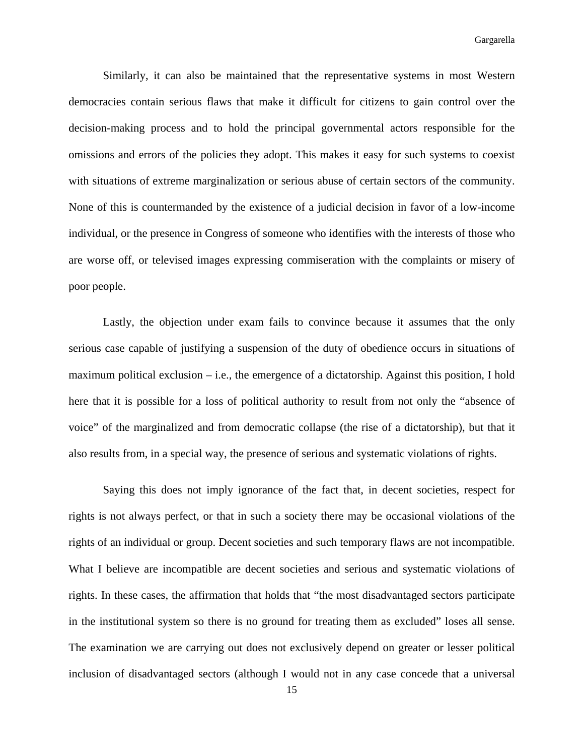Similarly, it can also be maintained that the representative systems in most Western democracies contain serious flaws that make it difficult for citizens to gain control over the decision-making process and to hold the principal governmental actors responsible for the omissions and errors of the policies they adopt. This makes it easy for such systems to coexist with situations of extreme marginalization or serious abuse of certain sectors of the community. None of this is countermanded by the existence of a judicial decision in favor of a low-income individual, or the presence in Congress of someone who identifies with the interests of those who are worse off, or televised images expressing commiseration with the complaints or misery of poor people.

Lastly, the objection under exam fails to convince because it assumes that the only serious case capable of justifying a suspension of the duty of obedience occurs in situations of maximum political exclusion – i.e., the emergence of a dictatorship. Against this position, I hold here that it is possible for a loss of political authority to result from not only the "absence of voice" of the marginalized and from democratic collapse (the rise of a dictatorship), but that it also results from, in a special way, the presence of serious and systematic violations of rights.

Saying this does not imply ignorance of the fact that, in decent societies, respect for rights is not always perfect, or that in such a society there may be occasional violations of the rights of an individual or group. Decent societies and such temporary flaws are not incompatible. What I believe are incompatible are decent societies and serious and systematic violations of rights. In these cases, the affirmation that holds that "the most disadvantaged sectors participate in the institutional system so there is no ground for treating them as excluded" loses all sense. The examination we are carrying out does not exclusively depend on greater or lesser political inclusion of disadvantaged sectors (although I would not in any case concede that a universal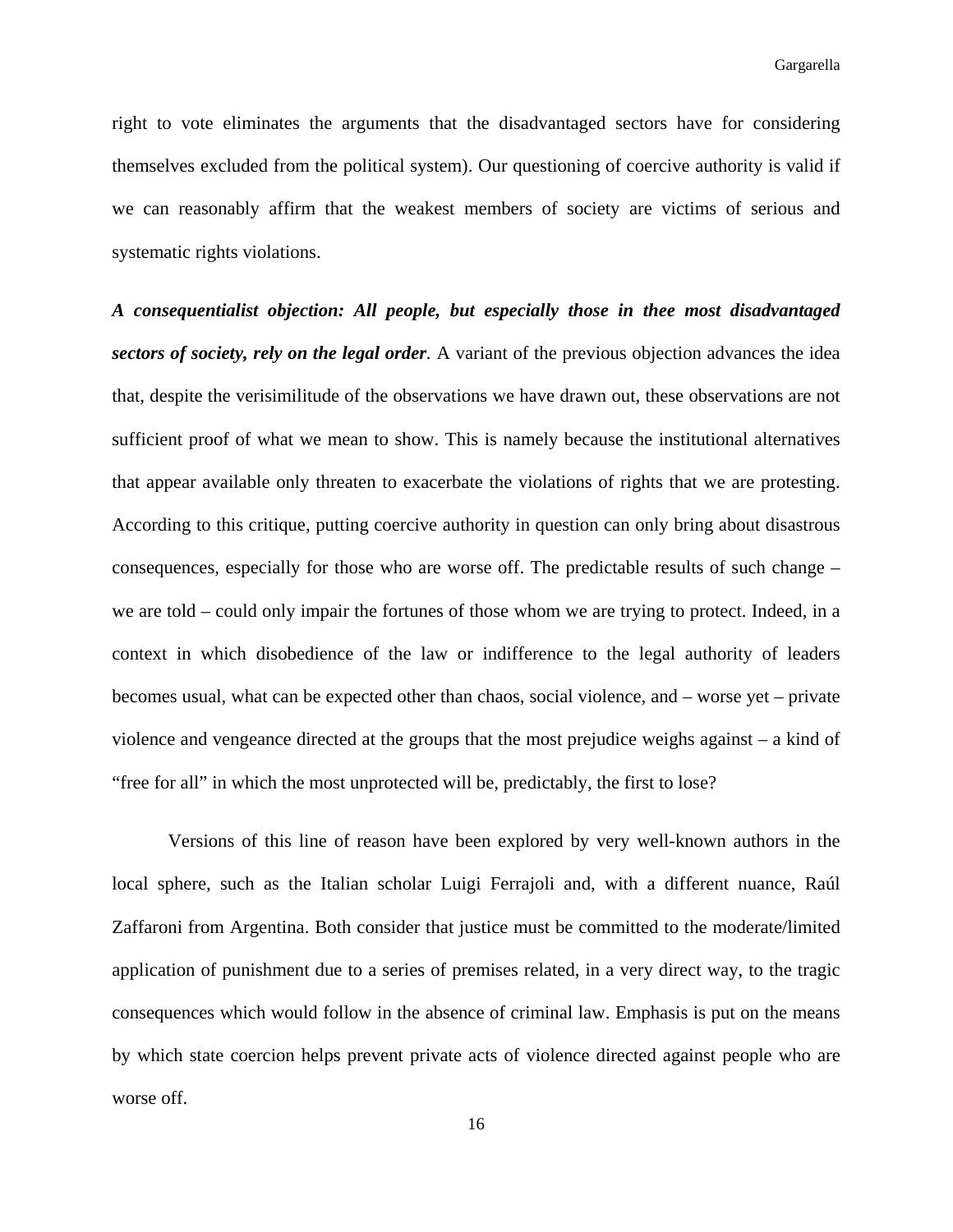right to vote eliminates the arguments that the disadvantaged sectors have for considering themselves excluded from the political system). Our questioning of coercive authority is valid if we can reasonably affirm that the weakest members of society are victims of serious and systematic rights violations.

***A consequentialist objection: All people, but especially those in thee most disadvantaged sectors of society, rely on the legal order***. A variant of the previous objection advances the idea that, despite the verisimilitude of the observations we have drawn out, these observations are not sufficient proof of what we mean to show. This is namely because the institutional alternatives that appear available only threaten to exacerbate the violations of rights that we are protesting. According to this critique, putting coercive authority in question can only bring about disastrous consequences, especially for those who are worse off. The predictable results of such change – we are told – could only impair the fortunes of those whom we are trying to protect. Indeed, in a context in which disobedience of the law or indifference to the legal authority of leaders becomes usual, what can be expected other than chaos, social violence, and – worse yet – private violence and vengeance directed at the groups that the most prejudice weighs against – a kind of "free for all" in which the most unprotected will be, predictably, the first to lose?

Versions of this line of reason have been explored by very well-known authors in the local sphere, such as the Italian scholar Luigi Ferrajoli and, with a different nuance, Raúl Zaffaroni from Argentina. Both consider that justice must be committed to the moderate/limited application of punishment due to a series of premises related, in a very direct way, to the tragic consequences which would follow in the absence of criminal law. Emphasis is put on the means by which state coercion helps prevent private acts of violence directed against people who are worse off.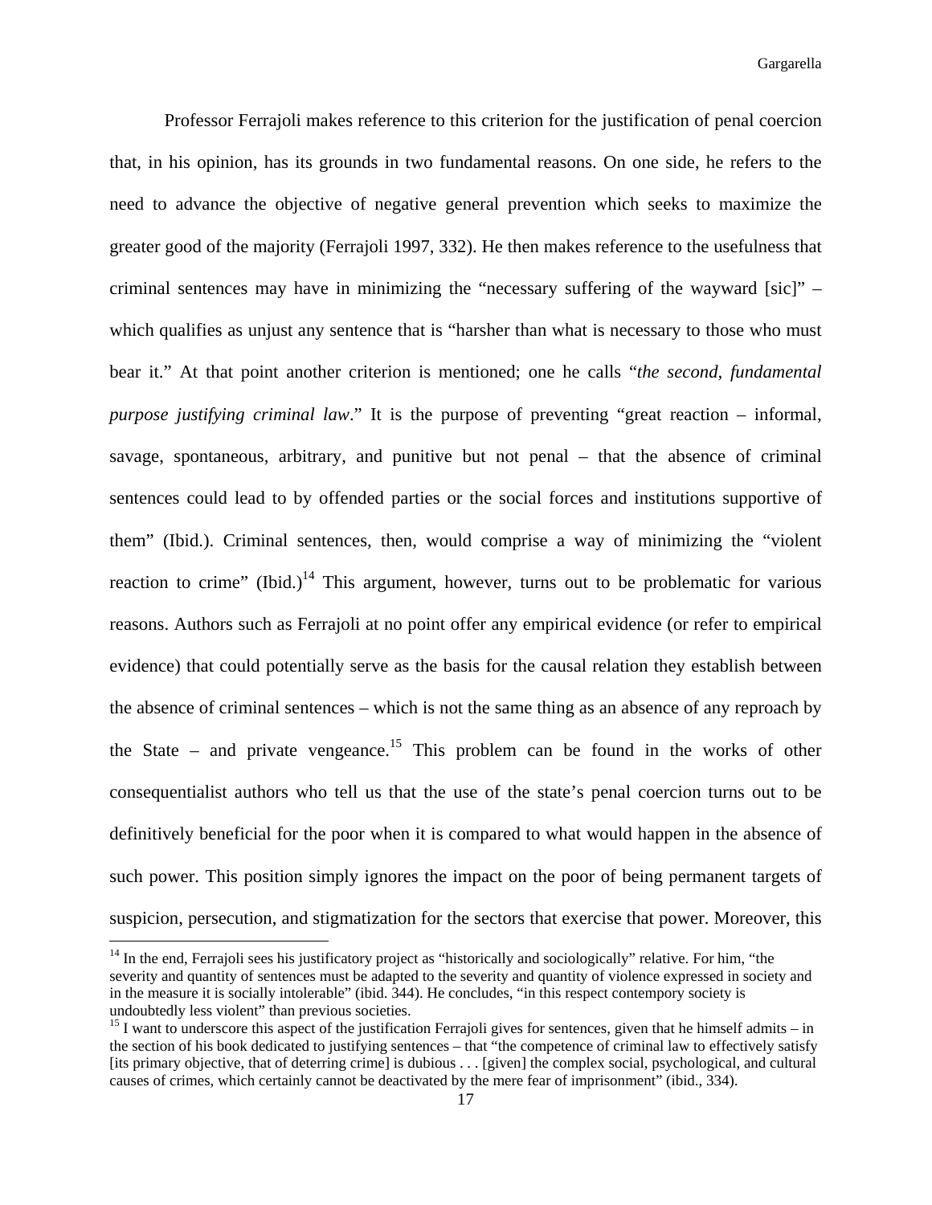Professor Ferrajoli makes reference to this criterion for the justification of penal coercion that, in his opinion, has its grounds in two fundamental reasons. On one side, he refers to the need to advance the objective of negative general prevention which seeks to maximize the greater good of the majority (Ferrajoli 1997, 332). He then makes reference to the usefulness that criminal sentences may have in minimizing the "necessary suffering of the wayward [sic]" – which qualifies as unjust any sentence that is "harsher than what is necessary to those who must bear it." At that point another criterion is mentioned; one he calls "*the second, fundamental purpose justifying criminal law*." It is the purpose of preventing "great reaction – informal, savage, spontaneous, arbitrary, and punitive but not penal – that the absence of criminal sentences could lead to by offended parties or the social forces and institutions supportive of them" (Ibid.). Criminal sentences, then, would comprise a way of minimizing the "violent reaction to crime" (Ibid.)[14] This argument, however, turns out to be problematic for various reasons. Authors such as Ferrajoli at no point offer any empirical evidence (or refer to empirical evidence) that could potentially serve as the basis for the causal relation they establish between the absence of criminal sentences – which is not the same thing as an absence of any reproach by the State – and private vengeance.[15] This problem can be found in the works of other consequentialist authors who tell us that the use of the state's penal coercion turns out to be definitively beneficial for the poor when it is compared to what would happen in the absence of such power. This position simply ignores the impact on the poor of being permanent targets of suspicion, persecution, and stigmatization for the sectors that exercise that power. Moreover, this

---

[14] In the end, Ferrajoli sees his justificatory project as "historically and sociologically" relative. For him, "the severity and quantity of sentences must be adapted to the severity and quantity of violence expressed in society and in the measure it is socially intolerable" (ibid. 344). He concludes, "in this respect contempory society is undoubtedly less violent" than previous societies.

[15] I want to underscore this aspect of the justification Ferrajoli gives for sentences, given that he himself admits – in the section of his book dedicated to justifying sentences – that "the competence of criminal law to effectively satisfy [its primary objective, that of deterring crime] is dubious . . . [given] the complex social, psychological, and cultural causes of crimes, which certainly cannot be deactivated by the mere fear of imprisonment" (ibid., 334).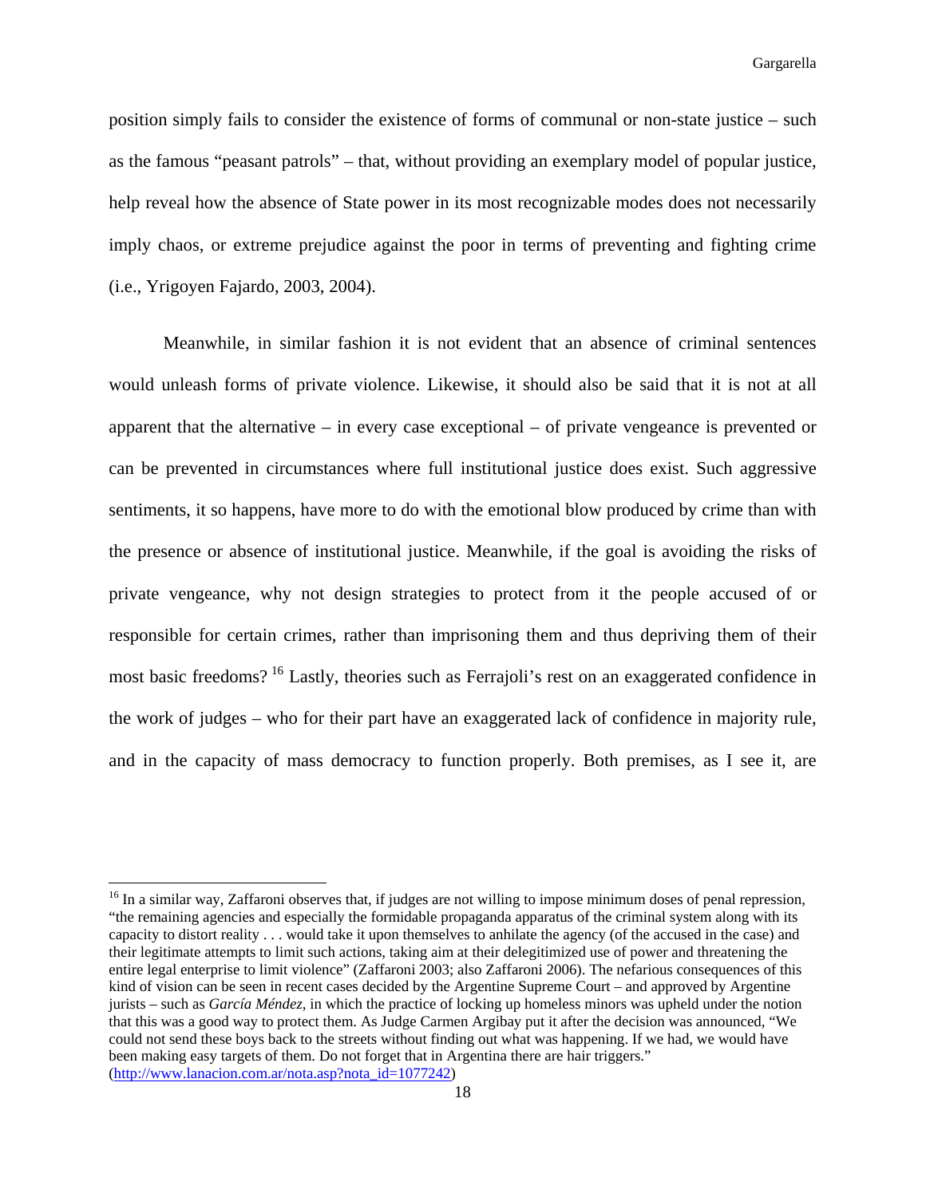position simply fails to consider the existence of forms of communal or non-state justice – such as the famous "peasant patrols" – that, without providing an exemplary model of popular justice, help reveal how the absence of State power in its most recognizable modes does not necessarily imply chaos, or extreme prejudice against the poor in terms of preventing and fighting crime (i.e., Yrigoyen Fajardo, 2003, 2004).

Meanwhile, in similar fashion it is not evident that an absence of criminal sentences would unleash forms of private violence. Likewise, it should also be said that it is not at all apparent that the alternative – in every case exceptional – of private vengeance is prevented or can be prevented in circumstances where full institutional justice does exist. Such aggressive sentiments, it so happens, have more to do with the emotional blow produced by crime than with the presence or absence of institutional justice. Meanwhile, if the goal is avoiding the risks of private vengeance, why not design strategies to protect from it the people accused of or responsible for certain crimes, rather than imprisoning them and thus depriving them of their most basic freedoms? [16] Lastly, theories such as Ferrajoli's rest on an exaggerated confidence in the work of judges – who for their part have an exaggerated lack of confidence in majority rule, and in the capacity of mass democracy to function properly. Both premises, as I see it, are

---

[16] In a similar way, Zaffaroni observes that, if judges are not willing to impose minimum doses of penal repression, "the remaining agencies and especially the formidable propaganda apparatus of the criminal system along with its capacity to distort reality . . . would take it upon themselves to anhilate the agency (of the accused in the case) and their legitimate attempts to limit such actions, taking aim at their delegitimized use of power and threatening the entire legal enterprise to limit violence" (Zaffaroni 2003; also Zaffaroni 2006). The nefarious consequences of this kind of vision can be seen in recent cases decided by the Argentine Supreme Court – and approved by Argentine jurists – such as *García Méndez*, in which the practice of locking up homeless minors was upheld under the notion that this was a good way to protect them. As Judge Carmen Argibay put it after the decision was announced, "We could not send these boys back to the streets without finding out what was happening. If we had, we would have been making easy targets of them. Do not forget that in Argentina there are hair triggers." (http://www.lanacion.com.ar/nota.asp?nota_id=1077242)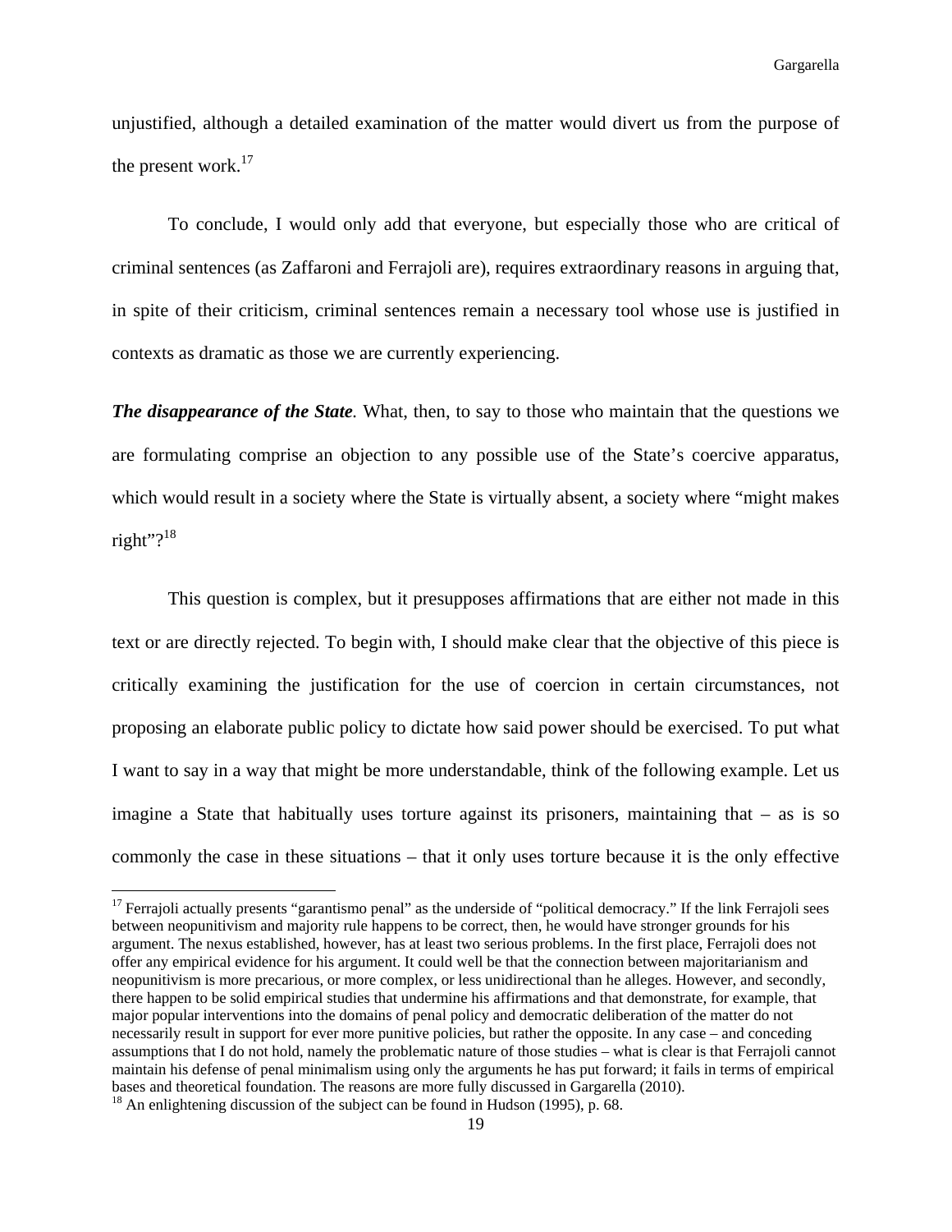unjustified, although a detailed examination of the matter would divert us from the purpose of the present work.[17]

To conclude, I would only add that everyone, but especially those who are critical of criminal sentences (as Zaffaroni and Ferrajoli are), requires extraordinary reasons in arguing that, in spite of their criticism, criminal sentences remain a necessary tool whose use is justified in contexts as dramatic as those we are currently experiencing.

***The disappearance of the State.*** What, then, to say to those who maintain that the questions we are formulating comprise an objection to any possible use of the State's coercive apparatus, which would result in a society where the State is virtually absent, a society where "might makes right"?[18]

This question is complex, but it presupposes affirmations that are either not made in this text or are directly rejected. To begin with, I should make clear that the objective of this piece is critically examining the justification for the use of coercion in certain circumstances, not proposing an elaborate public policy to dictate how said power should be exercised. To put what I want to say in a way that might be more understandable, think of the following example. Let us imagine a State that habitually uses torture against its prisoners, maintaining that – as is so commonly the case in these situations – that it only uses torture because it is the only effective

---

[17] Ferrajoli actually presents "garantismo penal" as the underside of "political democracy." If the link Ferrajoli sees between neopunitivism and majority rule happens to be correct, then, he would have stronger grounds for his argument. The nexus established, however, has at least two serious problems. In the first place, Ferrajoli does not offer any empirical evidence for his argument. It could well be that the connection between majoritarianism and neopunitivism is more precarious, or more complex, or less unidirectional than he alleges. However, and secondly, there happen to be solid empirical studies that undermine his affirmations and that demonstrate, for example, that major popular interventions into the domains of penal policy and democratic deliberation of the matter do not necessarily result in support for ever more punitive policies, but rather the opposite. In any case – and conceding assumptions that I do not hold, namely the problematic nature of those studies – what is clear is that Ferrajoli cannot maintain his defense of penal minimalism using only the arguments he has put forward; it fails in terms of empirical bases and theoretical foundation. The reasons are more fully discussed in Gargarella (2010).

[18] An enlightening discussion of the subject can be found in Hudson (1995), p. 68.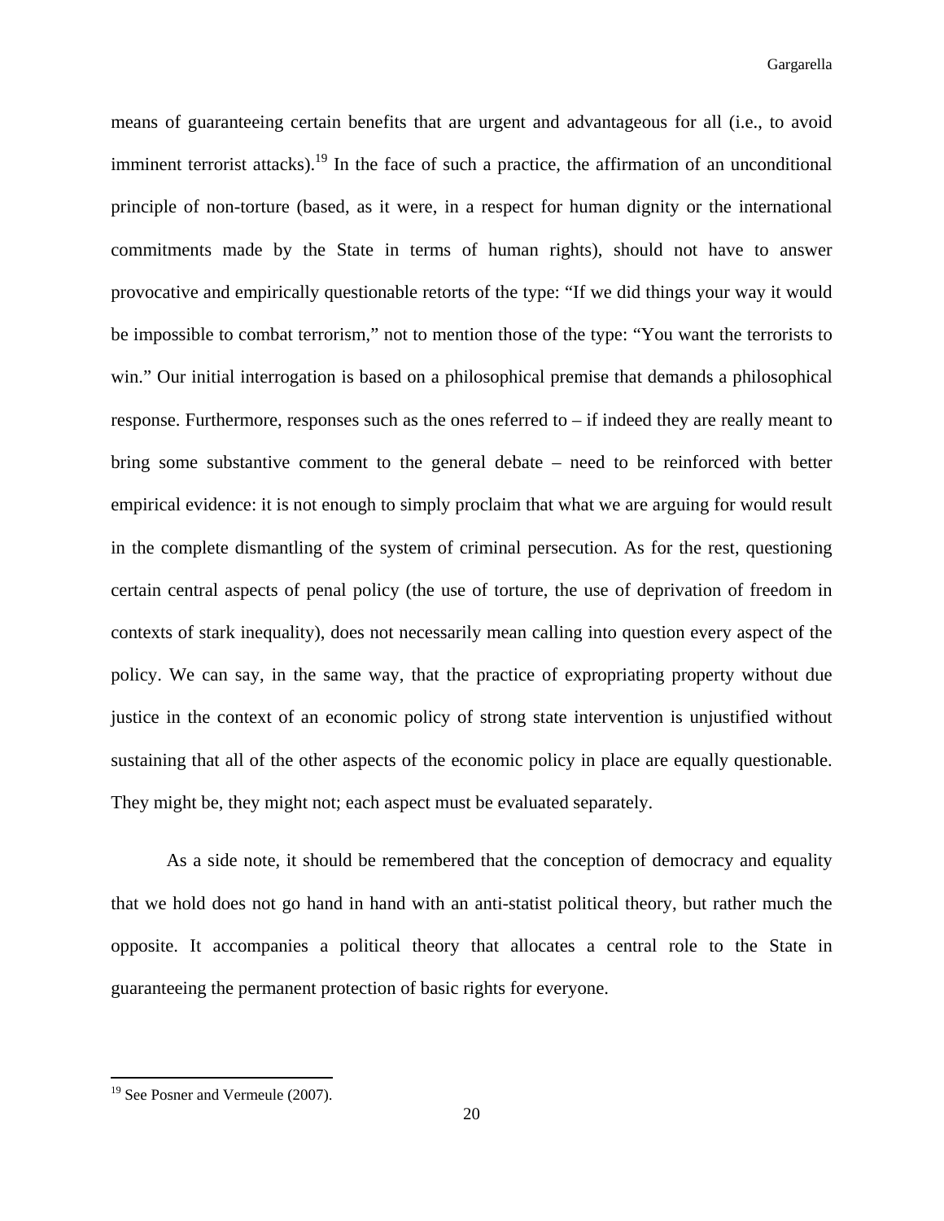means of guaranteeing certain benefits that are urgent and advantageous for all (i.e., to avoid imminent terrorist attacks).[19] In the face of such a practice, the affirmation of an unconditional principle of non-torture (based, as it were, in a respect for human dignity or the international commitments made by the State in terms of human rights), should not have to answer provocative and empirically questionable retorts of the type: "If we did things your way it would be impossible to combat terrorism," not to mention those of the type: "You want the terrorists to win." Our initial interrogation is based on a philosophical premise that demands a philosophical response. Furthermore, responses such as the ones referred to – if indeed they are really meant to bring some substantive comment to the general debate – need to be reinforced with better empirical evidence: it is not enough to simply proclaim that what we are arguing for would result in the complete dismantling of the system of criminal persecution. As for the rest, questioning certain central aspects of penal policy (the use of torture, the use of deprivation of freedom in contexts of stark inequality), does not necessarily mean calling into question every aspect of the policy. We can say, in the same way, that the practice of expropriating property without due justice in the context of an economic policy of strong state intervention is unjustified without sustaining that all of the other aspects of the economic policy in place are equally questionable. They might be, they might not; each aspect must be evaluated separately.

As a side note, it should be remembered that the conception of democracy and equality that we hold does not go hand in hand with an anti-statist political theory, but rather much the opposite. It accompanies a political theory that allocates a central role to the State in guaranteeing the permanent protection of basic rights for everyone.

[19] See Posner and Vermeule (2007).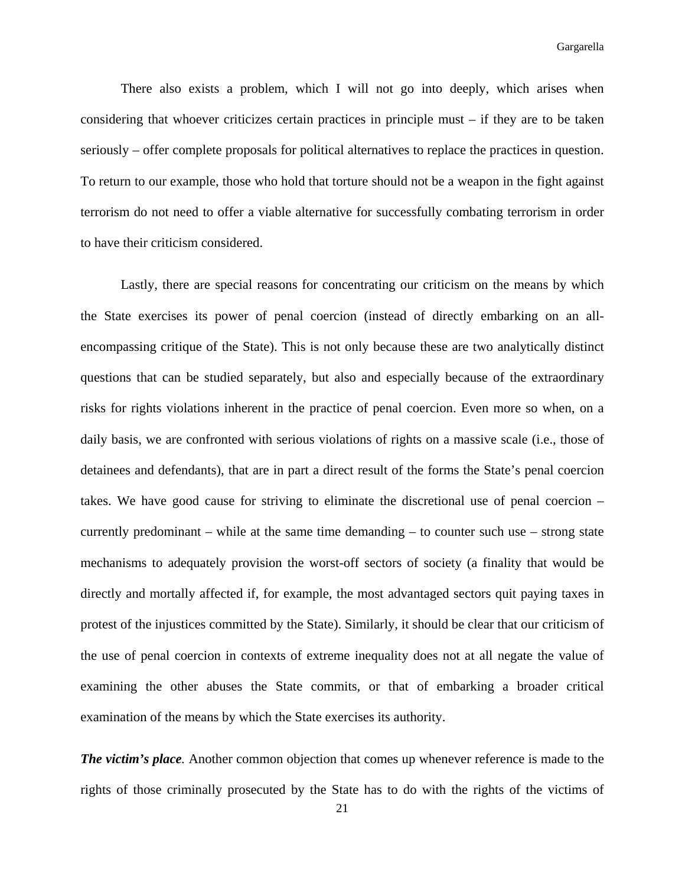There also exists a problem, which I will not go into deeply, which arises when considering that whoever criticizes certain practices in principle must – if they are to be taken seriously – offer complete proposals for political alternatives to replace the practices in question. To return to our example, those who hold that torture should not be a weapon in the fight against terrorism do not need to offer a viable alternative for successfully combating terrorism in order to have their criticism considered.

Lastly, there are special reasons for concentrating our criticism on the means by which the State exercises its power of penal coercion (instead of directly embarking on an all-encompassing critique of the State). This is not only because these are two analytically distinct questions that can be studied separately, but also and especially because of the extraordinary risks for rights violations inherent in the practice of penal coercion. Even more so when, on a daily basis, we are confronted with serious violations of rights on a massive scale (i.e., those of detainees and defendants), that are in part a direct result of the forms the State's penal coercion takes. We have good cause for striving to eliminate the discretional use of penal coercion – currently predominant – while at the same time demanding – to counter such use – strong state mechanisms to adequately provision the worst-off sectors of society (a finality that would be directly and mortally affected if, for example, the most advantaged sectors quit paying taxes in protest of the injustices committed by the State). Similarly, it should be clear that our criticism of the use of penal coercion in contexts of extreme inequality does not at all negate the value of examining the other abuses the State commits, or that of embarking a broader critical examination of the means by which the State exercises its authority.

***The victim's place***. Another common objection that comes up whenever reference is made to the rights of those criminally prosecuted by the State has to do with the rights of the victims of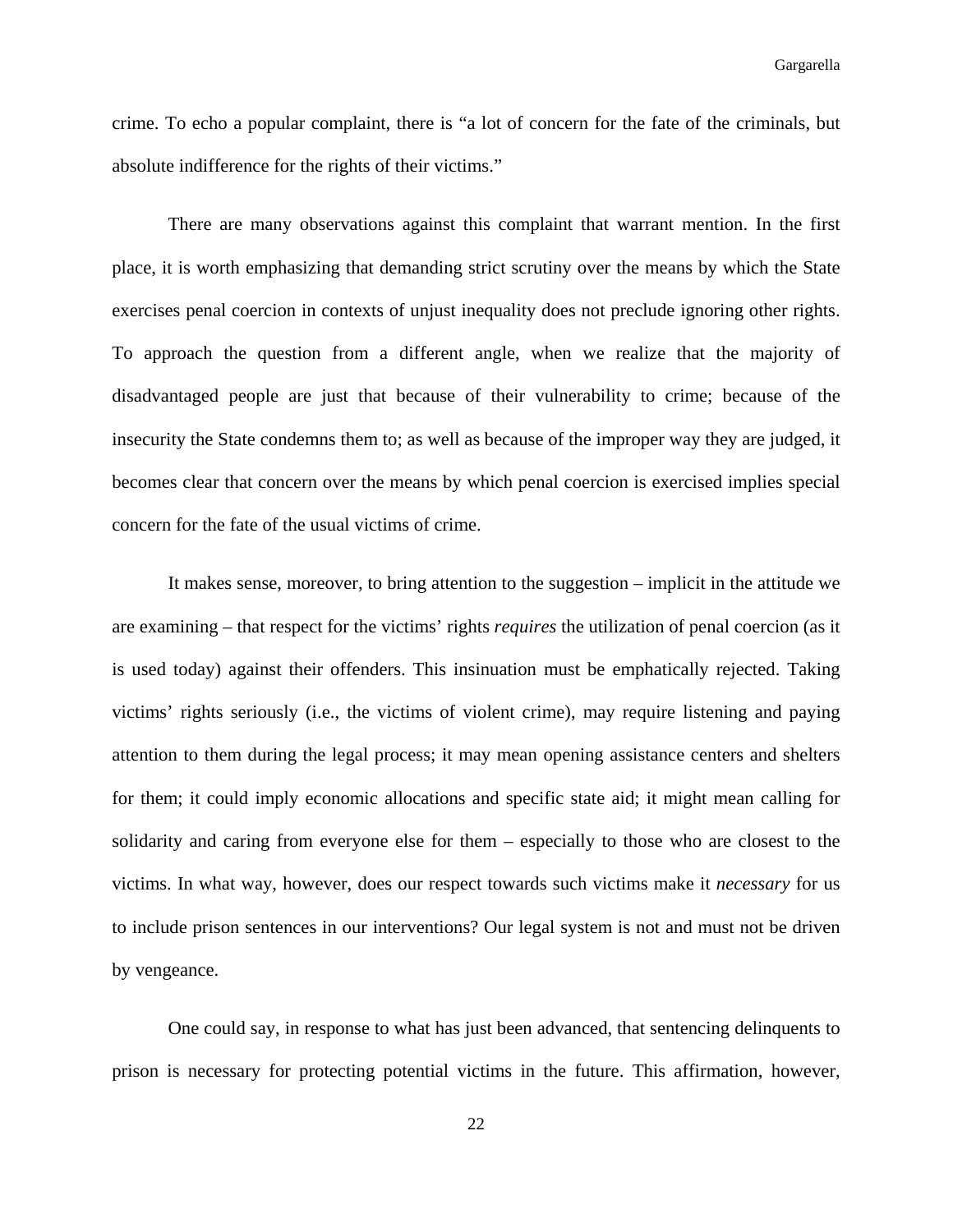crime. To echo a popular complaint, there is "a lot of concern for the fate of the criminals, but absolute indifference for the rights of their victims."

There are many observations against this complaint that warrant mention. In the first place, it is worth emphasizing that demanding strict scrutiny over the means by which the State exercises penal coercion in contexts of unjust inequality does not preclude ignoring other rights. To approach the question from a different angle, when we realize that the majority of disadvantaged people are just that because of their vulnerability to crime; because of the insecurity the State condemns them to; as well as because of the improper way they are judged, it becomes clear that concern over the means by which penal coercion is exercised implies special concern for the fate of the usual victims of crime.

It makes sense, moreover, to bring attention to the suggestion – implicit in the attitude we are examining – that respect for the victims' rights *requires* the utilization of penal coercion (as it is used today) against their offenders. This insinuation must be emphatically rejected. Taking victims' rights seriously (i.e., the victims of violent crime), may require listening and paying attention to them during the legal process; it may mean opening assistance centers and shelters for them; it could imply economic allocations and specific state aid; it might mean calling for solidarity and caring from everyone else for them – especially to those who are closest to the victims. In what way, however, does our respect towards such victims make it *necessary* for us to include prison sentences in our interventions? Our legal system is not and must not be driven by vengeance.

One could say, in response to what has just been advanced, that sentencing delinquents to prison is necessary for protecting potential victims in the future. This affirmation, however,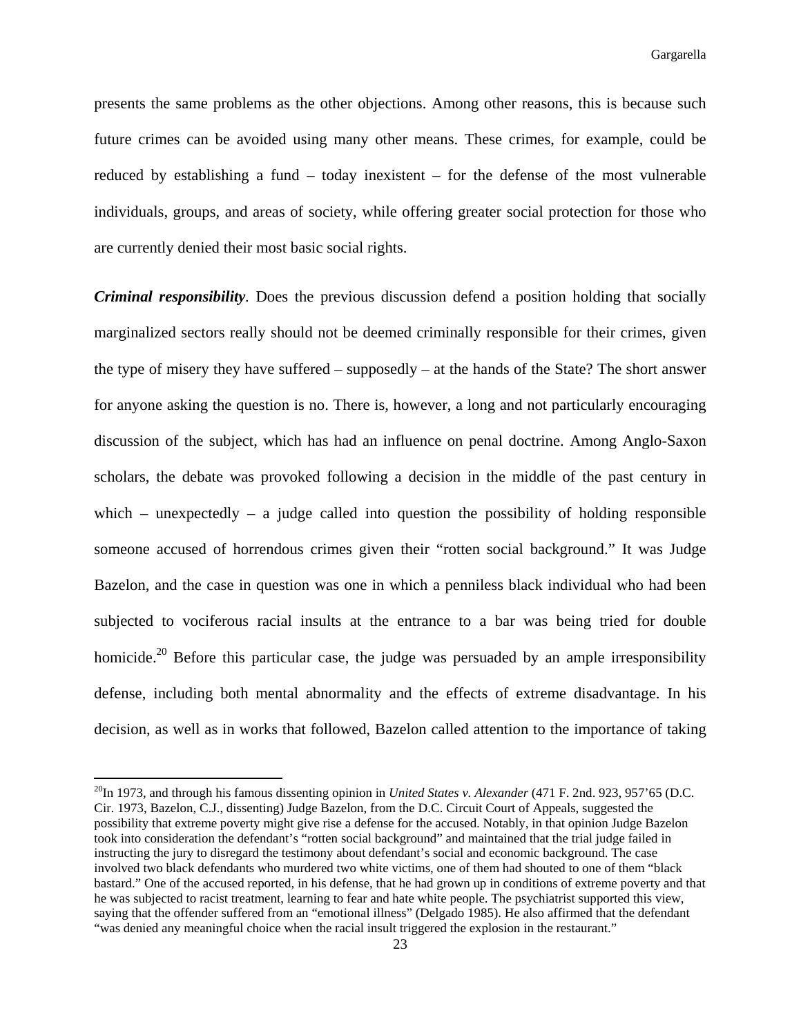presents the same problems as the other objections. Among other reasons, this is because such future crimes can be avoided using many other means. These crimes, for example, could be reduced by establishing a fund – today inexistent – for the defense of the most vulnerable individuals, groups, and areas of society, while offering greater social protection for those who are currently denied their most basic social rights.

***Criminal responsibility***. Does the previous discussion defend a position holding that socially marginalized sectors really should not be deemed criminally responsible for their crimes, given the type of misery they have suffered – supposedly – at the hands of the State? The short answer for anyone asking the question is no. There is, however, a long and not particularly encouraging discussion of the subject, which has had an influence on penal doctrine. Among Anglo-Saxon scholars, the debate was provoked following a decision in the middle of the past century in which – unexpectedly – a judge called into question the possibility of holding responsible someone accused of horrendous crimes given their "rotten social background." It was Judge Bazelon, and the case in question was one in which a penniless black individual who had been subjected to vociferous racial insults at the entrance to a bar was being tried for double homicide.[20] Before this particular case, the judge was persuaded by an ample irresponsibility defense, including both mental abnormality and the effects of extreme disadvantage. In his decision, as well as in works that followed, Bazelon called attention to the importance of taking

[20] In 1973, and through his famous dissenting opinion in *United States v. Alexander* (471 F. 2nd. 923, 957'65 (D.C. Cir. 1973, Bazelon, C.J., dissenting) Judge Bazelon, from the D.C. Circuit Court of Appeals, suggested the possibility that extreme poverty might give rise a defense for the accused. Notably, in that opinion Judge Bazelon took into consideration the defendant's "rotten social background" and maintained that the trial judge failed in instructing the jury to disregard the testimony about defendant's social and economic background. The case involved two black defendants who murdered two white victims, one of them had shouted to one of them "black bastard." One of the accused reported, in his defense, that he had grown up in conditions of extreme poverty and that he was subjected to racist treatment, learning to fear and hate white people. The psychiatrist supported this view, saying that the offender suffered from an "emotional illness" (Delgado 1985). He also affirmed that the defendant "was denied any meaningful choice when the racial insult triggered the explosion in the restaurant."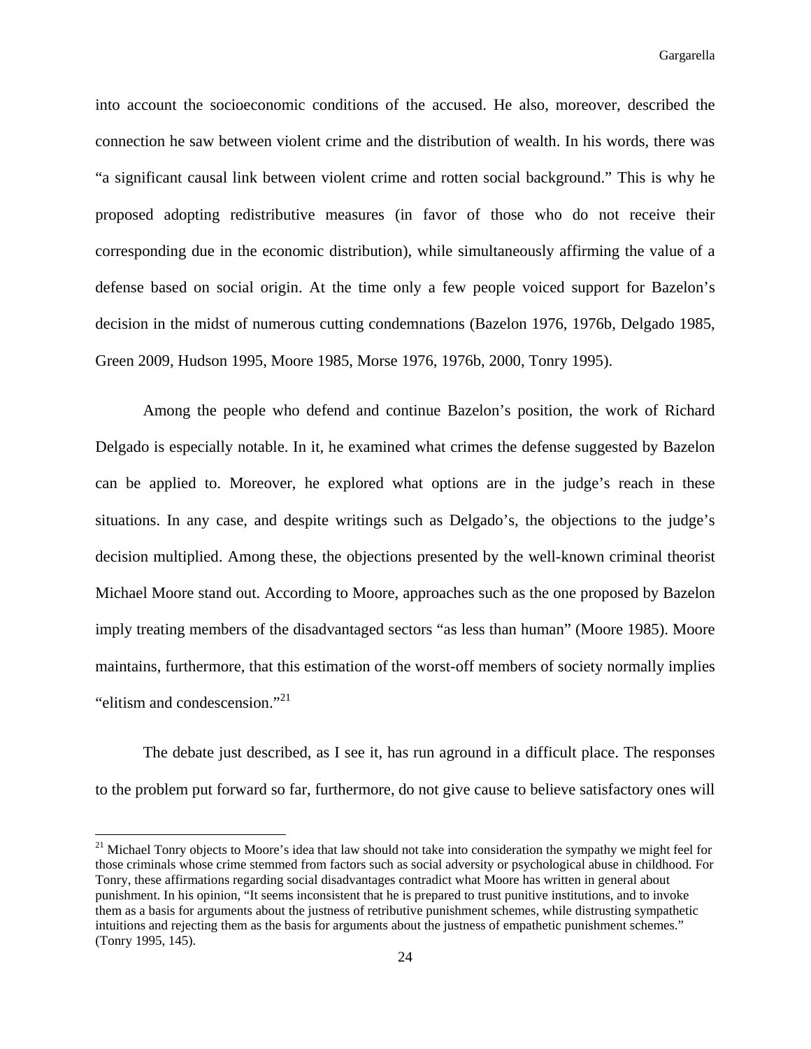into account the socioeconomic conditions of the accused. He also, moreover, described the connection he saw between violent crime and the distribution of wealth. In his words, there was "a significant causal link between violent crime and rotten social background." This is why he proposed adopting redistributive measures (in favor of those who do not receive their corresponding due in the economic distribution), while simultaneously affirming the value of a defense based on social origin. At the time only a few people voiced support for Bazelon's decision in the midst of numerous cutting condemnations (Bazelon 1976, 1976b, Delgado 1985, Green 2009, Hudson 1995, Moore 1985, Morse 1976, 1976b, 2000, Tonry 1995).

Among the people who defend and continue Bazelon's position, the work of Richard Delgado is especially notable. In it, he examined what crimes the defense suggested by Bazelon can be applied to. Moreover, he explored what options are in the judge's reach in these situations. In any case, and despite writings such as Delgado's, the objections to the judge's decision multiplied. Among these, the objections presented by the well-known criminal theorist Michael Moore stand out. According to Moore, approaches such as the one proposed by Bazelon imply treating members of the disadvantaged sectors "as less than human" (Moore 1985). Moore maintains, furthermore, that this estimation of the worst-off members of society normally implies "elitism and condescension."[21]

The debate just described, as I see it, has run aground in a difficult place. The responses to the problem put forward so far, furthermore, do not give cause to believe satisfactory ones will

[21] Michael Tonry objects to Moore's idea that law should not take into consideration the sympathy we might feel for those criminals whose crime stemmed from factors such as social adversity or psychological abuse in childhood. For Tonry, these affirmations regarding social disadvantages contradict what Moore has written in general about punishment. In his opinion, "It seems inconsistent that he is prepared to trust punitive institutions, and to invoke them as a basis for arguments about the justness of retributive punishment schemes, while distrusting sympathetic intuitions and rejecting them as the basis for arguments about the justness of empathetic punishment schemes." (Tonry 1995, 145).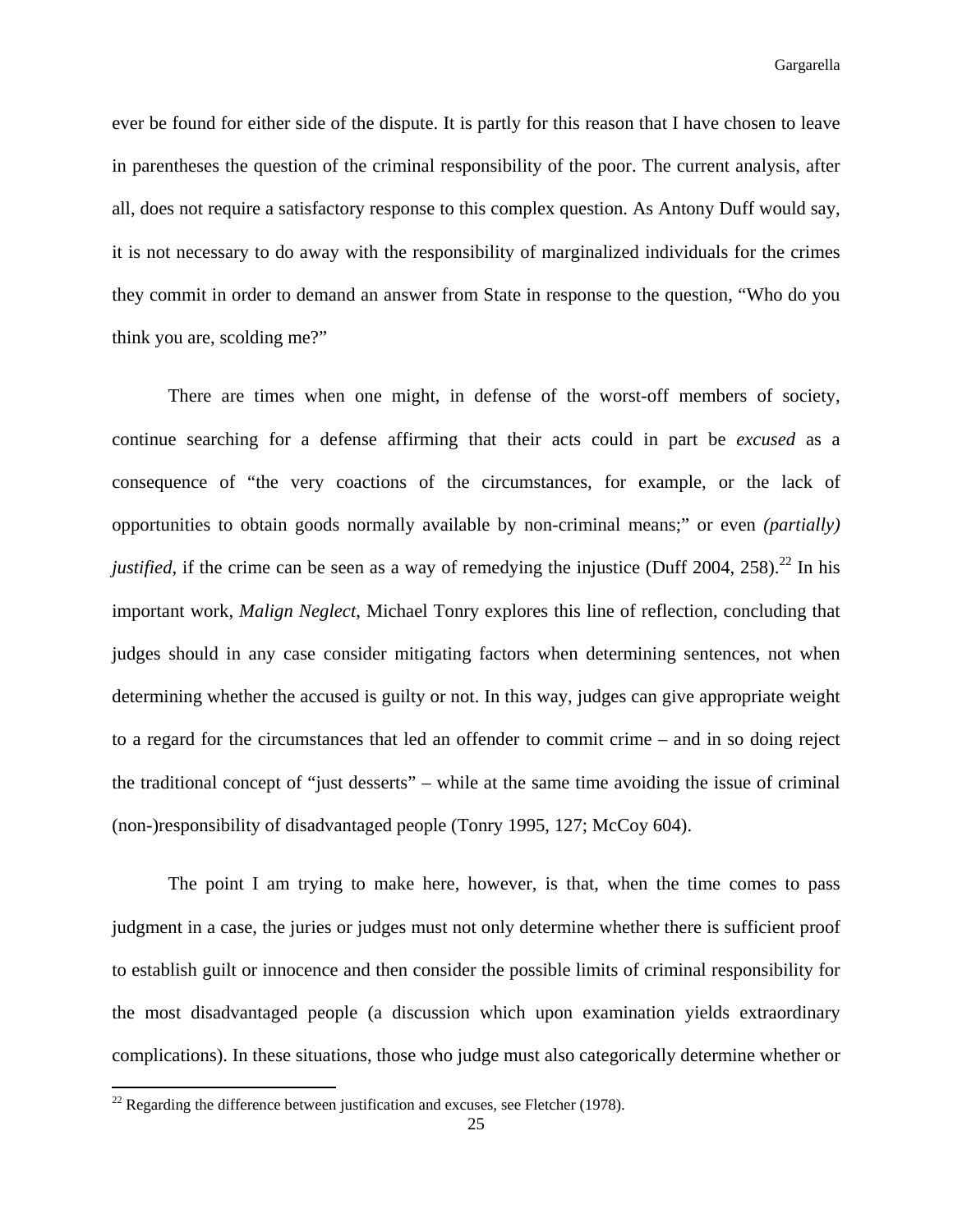ever be found for either side of the dispute. It is partly for this reason that I have chosen to leave in parentheses the question of the criminal responsibility of the poor. The current analysis, after all, does not require a satisfactory response to this complex question. As Antony Duff would say, it is not necessary to do away with the responsibility of marginalized individuals for the crimes they commit in order to demand an answer from State in response to the question, "Who do you think you are, scolding me?"

There are times when one might, in defense of the worst-off members of society, continue searching for a defense affirming that their acts could in part be *excused* as a consequence of "the very coactions of the circumstances, for example, or the lack of opportunities to obtain goods normally available by non-criminal means;" or even *(partially) justified*, if the crime can be seen as a way of remedying the injustice (Duff 2004, 258).[22] In his important work, *Malign Neglect*, Michael Tonry explores this line of reflection, concluding that judges should in any case consider mitigating factors when determining sentences, not when determining whether the accused is guilty or not. In this way, judges can give appropriate weight to a regard for the circumstances that led an offender to commit crime – and in so doing reject the traditional concept of "just desserts" – while at the same time avoiding the issue of criminal (non-)responsibility of disadvantaged people (Tonry 1995, 127; McCoy 604).

The point I am trying to make here, however, is that, when the time comes to pass judgment in a case, the juries or judges must not only determine whether there is sufficient proof to establish guilt or innocence and then consider the possible limits of criminal responsibility for the most disadvantaged people (a discussion which upon examination yields extraordinary complications). In these situations, those who judge must also categorically determine whether or

[22] Regarding the difference between justification and excuses, see Fletcher (1978).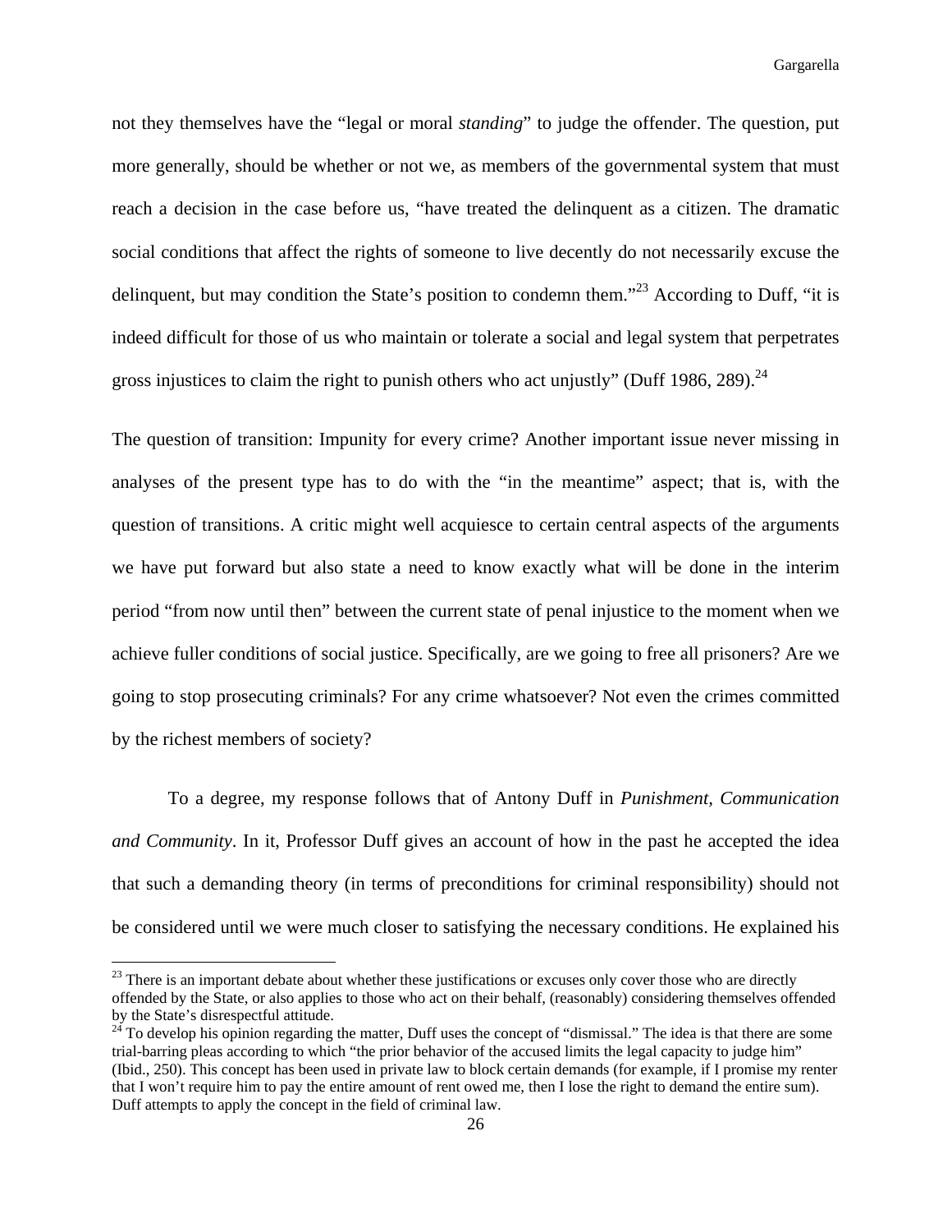not they themselves have the "legal or moral *standing*" to judge the offender. The question, put more generally, should be whether or not we, as members of the governmental system that must reach a decision in the case before us, "have treated the delinquent as a citizen. The dramatic social conditions that affect the rights of someone to live decently do not necessarily excuse the delinquent, but may condition the State's position to condemn them."[23] According to Duff, "it is indeed difficult for those of us who maintain or tolerate a social and legal system that perpetrates gross injustices to claim the right to punish others who act unjustly" (Duff 1986, 289).[24]

The question of transition: Impunity for every crime? Another important issue never missing in analyses of the present type has to do with the "in the meantime" aspect; that is, with the question of transitions. A critic might well acquiesce to certain central aspects of the arguments we have put forward but also state a need to know exactly what will be done in the interim period "from now until then" between the current state of penal injustice to the moment when we achieve fuller conditions of social justice. Specifically, are we going to free all prisoners? Are we going to stop prosecuting criminals? For any crime whatsoever? Not even the crimes committed by the richest members of society?

To a degree, my response follows that of Antony Duff in *Punishment, Communication and Community*. In it, Professor Duff gives an account of how in the past he accepted the idea that such a demanding theory (in terms of preconditions for criminal responsibility) should not be considered until we were much closer to satisfying the necessary conditions. He explained his

---

[23] There is an important debate about whether these justifications or excuses only cover those who are directly offended by the State, or also applies to those who act on their behalf, (reasonably) considering themselves offended by the State's disrespectful attitude.

[24] To develop his opinion regarding the matter, Duff uses the concept of "dismissal." The idea is that there are some trial-barring pleas according to which "the prior behavior of the accused limits the legal capacity to judge him" (Ibid., 250). This concept has been used in private law to block certain demands (for example, if I promise my renter that I won't require him to pay the entire amount of rent owed me, then I lose the right to demand the entire sum). Duff attempts to apply the concept in the field of criminal law.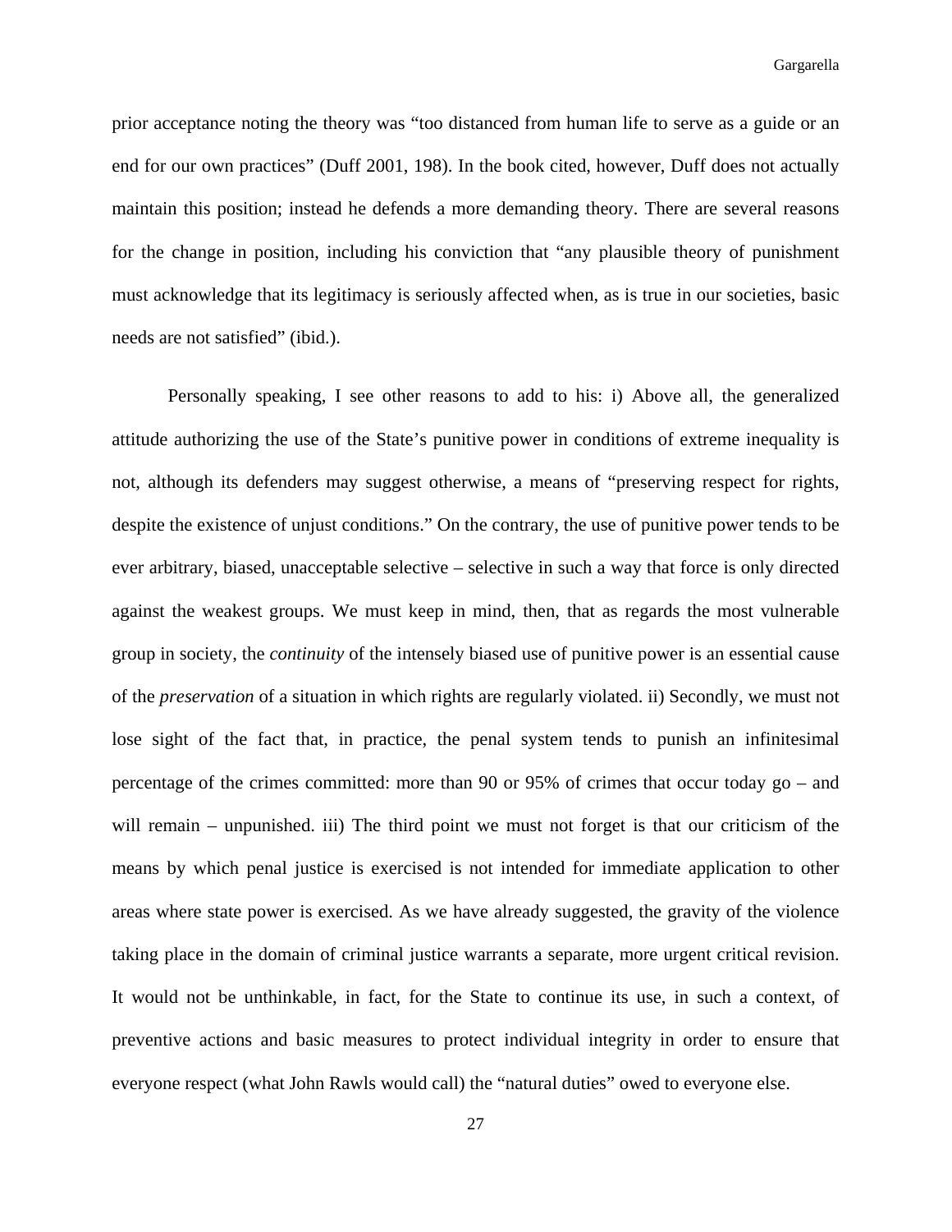prior acceptance noting the theory was "too distanced from human life to serve as a guide or an end for our own practices" (Duff 2001, 198). In the book cited, however, Duff does not actually maintain this position; instead he defends a more demanding theory. There are several reasons for the change in position, including his conviction that "any plausible theory of punishment must acknowledge that its legitimacy is seriously affected when, as is true in our societies, basic needs are not satisfied" (ibid.).

Personally speaking, I see other reasons to add to his: i) Above all, the generalized attitude authorizing the use of the State's punitive power in conditions of extreme inequality is not, although its defenders may suggest otherwise, a means of "preserving respect for rights, despite the existence of unjust conditions." On the contrary, the use of punitive power tends to be ever arbitrary, biased, unacceptable selective – selective in such a way that force is only directed against the weakest groups. We must keep in mind, then, that as regards the most vulnerable group in society, the *continuity* of the intensely biased use of punitive power is an essential cause of the *preservation* of a situation in which rights are regularly violated. ii) Secondly, we must not lose sight of the fact that, in practice, the penal system tends to punish an infinitesimal percentage of the crimes committed: more than 90 or 95% of crimes that occur today go – and will remain – unpunished. iii) The third point we must not forget is that our criticism of the means by which penal justice is exercised is not intended for immediate application to other areas where state power is exercised. As we have already suggested, the gravity of the violence taking place in the domain of criminal justice warrants a separate, more urgent critical revision. It would not be unthinkable, in fact, for the State to continue its use, in such a context, of preventive actions and basic measures to protect individual integrity in order to ensure that everyone respect (what John Rawls would call) the "natural duties" owed to everyone else.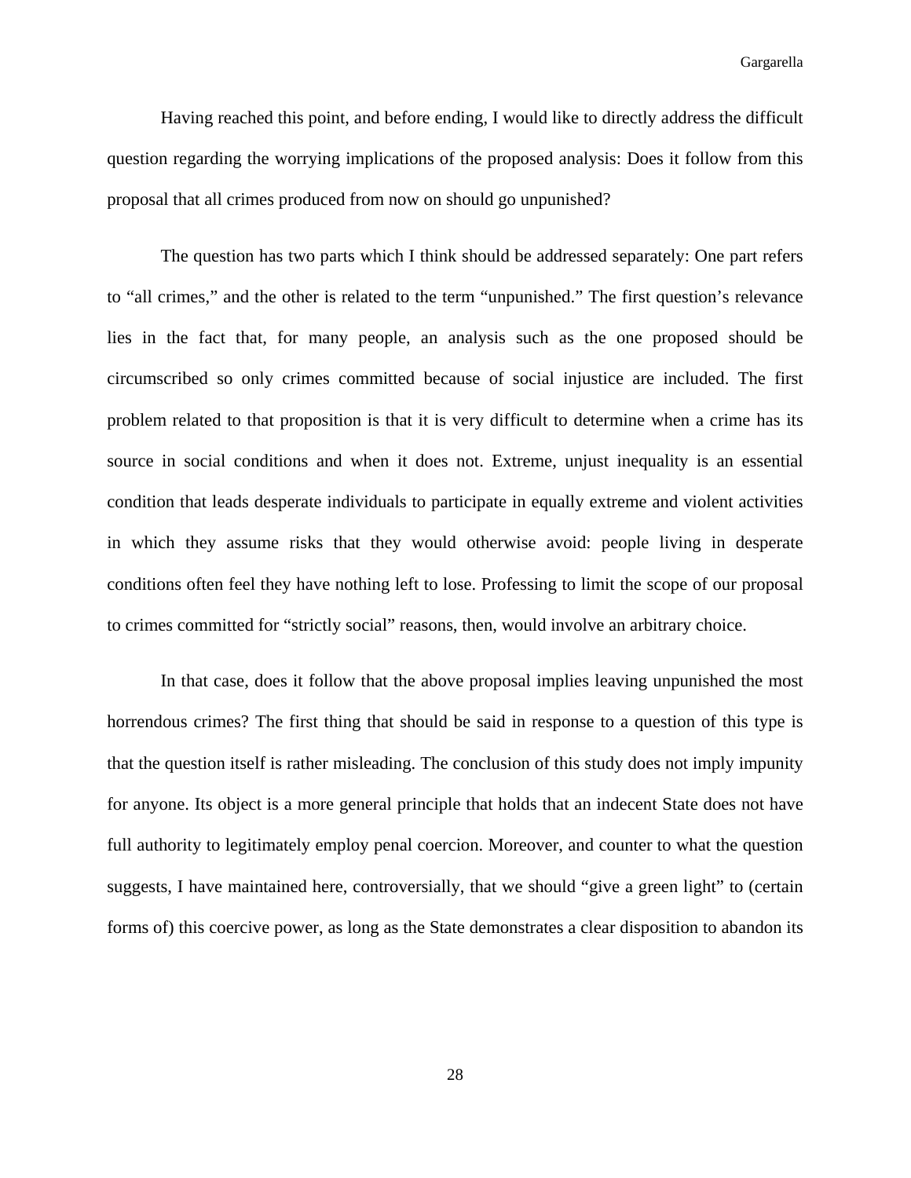Having reached this point, and before ending, I would like to directly address the difficult question regarding the worrying implications of the proposed analysis: Does it follow from this proposal that all crimes produced from now on should go unpunished?

The question has two parts which I think should be addressed separately: One part refers to "all crimes," and the other is related to the term "unpunished." The first question's relevance lies in the fact that, for many people, an analysis such as the one proposed should be circumscribed so only crimes committed because of social injustice are included. The first problem related to that proposition is that it is very difficult to determine when a crime has its source in social conditions and when it does not. Extreme, unjust inequality is an essential condition that leads desperate individuals to participate in equally extreme and violent activities in which they assume risks that they would otherwise avoid: people living in desperate conditions often feel they have nothing left to lose. Professing to limit the scope of our proposal to crimes committed for "strictly social" reasons, then, would involve an arbitrary choice.

In that case, does it follow that the above proposal implies leaving unpunished the most horrendous crimes? The first thing that should be said in response to a question of this type is that the question itself is rather misleading. The conclusion of this study does not imply impunity for anyone. Its object is a more general principle that holds that an indecent State does not have full authority to legitimately employ penal coercion. Moreover, and counter to what the question suggests, I have maintained here, controversially, that we should "give a green light" to (certain forms of) this coercive power, as long as the State demonstrates a clear disposition to abandon its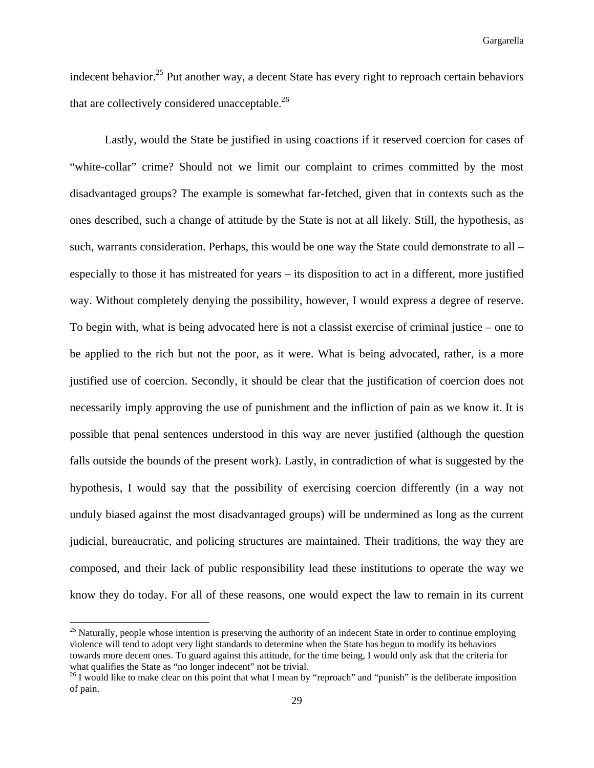indecent behavior.[25] Put another way, a decent State has every right to reproach certain behaviors that are collectively considered unacceptable.[26]

Lastly, would the State be justified in using coactions if it reserved coercion for cases of "white-collar" crime? Should not we limit our complaint to crimes committed by the most disadvantaged groups? The example is somewhat far-fetched, given that in contexts such as the ones described, such a change of attitude by the State is not at all likely. Still, the hypothesis, as such, warrants consideration. Perhaps, this would be one way the State could demonstrate to all – especially to those it has mistreated for years – its disposition to act in a different, more justified way. Without completely denying the possibility, however, I would express a degree of reserve. To begin with, what is being advocated here is not a classist exercise of criminal justice – one to be applied to the rich but not the poor, as it were. What is being advocated, rather, is a more justified use of coercion. Secondly, it should be clear that the justification of coercion does not necessarily imply approving the use of punishment and the infliction of pain as we know it. It is possible that penal sentences understood in this way are never justified (although the question falls outside the bounds of the present work). Lastly, in contradiction of what is suggested by the hypothesis, I would say that the possibility of exercising coercion differently (in a way not unduly biased against the most disadvantaged groups) will be undermined as long as the current judicial, bureaucratic, and policing structures are maintained. Their traditions, the way they are composed, and their lack of public responsibility lead these institutions to operate the way we know they do today. For all of these reasons, one would expect the law to remain in its current

---

[25] Naturally, people whose intention is preserving the authority of an indecent State in order to continue employing violence will tend to adopt very light standards to determine when the State has begun to modify its behaviors towards more decent ones. To guard against this attitude, for the time being, I would only ask that the criteria for what qualifies the State as "no longer indecent" not be trivial.

[26] I would like to make clear on this point that what I mean by "reproach" and "punish" is the deliberate imposition of pain.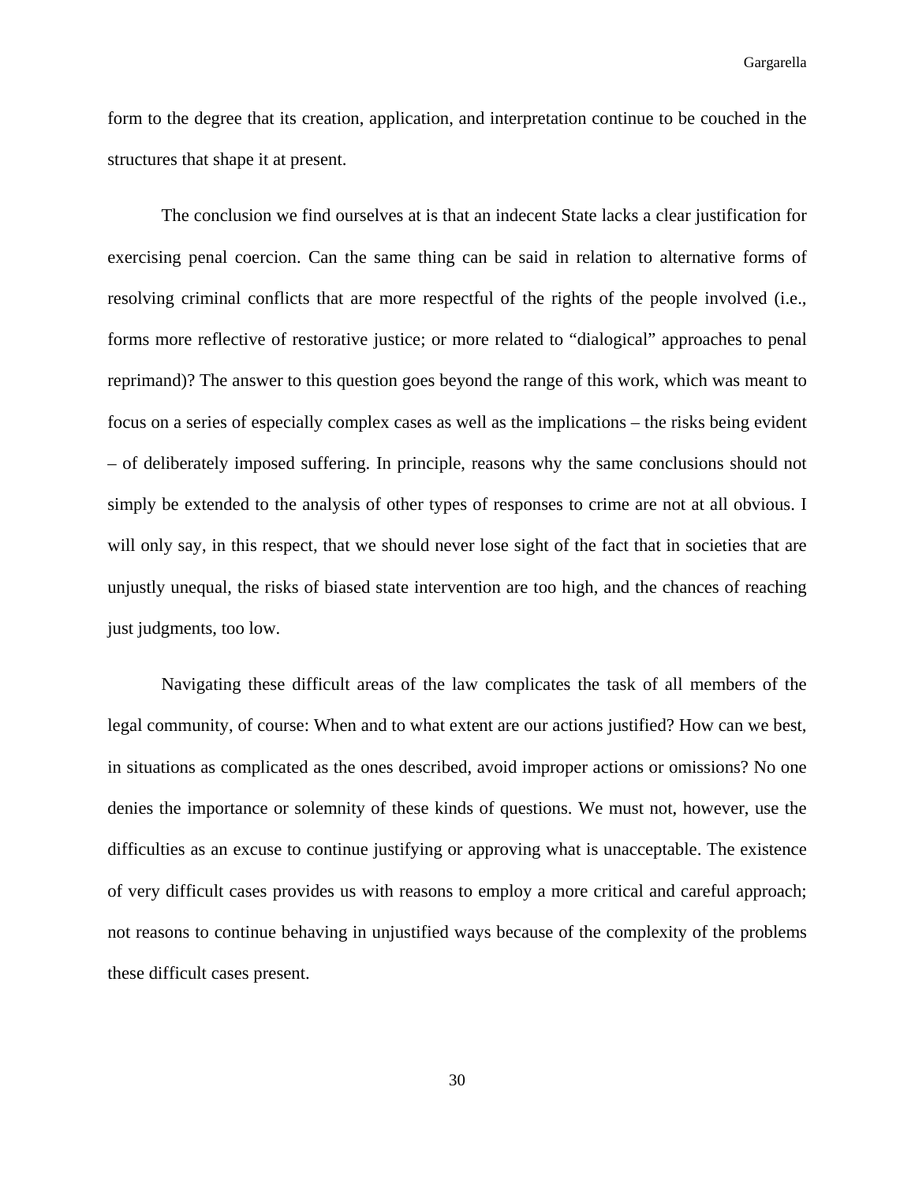form to the degree that its creation, application, and interpretation continue to be couched in the structures that shape it at present.

The conclusion we find ourselves at is that an indecent State lacks a clear justification for exercising penal coercion. Can the same thing can be said in relation to alternative forms of resolving criminal conflicts that are more respectful of the rights of the people involved (i.e., forms more reflective of restorative justice; or more related to "dialogical" approaches to penal reprimand)? The answer to this question goes beyond the range of this work, which was meant to focus on a series of especially complex cases as well as the implications – the risks being evident – of deliberately imposed suffering. In principle, reasons why the same conclusions should not simply be extended to the analysis of other types of responses to crime are not at all obvious. I will only say, in this respect, that we should never lose sight of the fact that in societies that are unjustly unequal, the risks of biased state intervention are too high, and the chances of reaching just judgments, too low.

Navigating these difficult areas of the law complicates the task of all members of the legal community, of course: When and to what extent are our actions justified? How can we best, in situations as complicated as the ones described, avoid improper actions or omissions? No one denies the importance or solemnity of these kinds of questions. We must not, however, use the difficulties as an excuse to continue justifying or approving what is unacceptable. The existence of very difficult cases provides us with reasons to employ a more critical and careful approach; not reasons to continue behaving in unjustified ways because of the complexity of the problems these difficult cases present.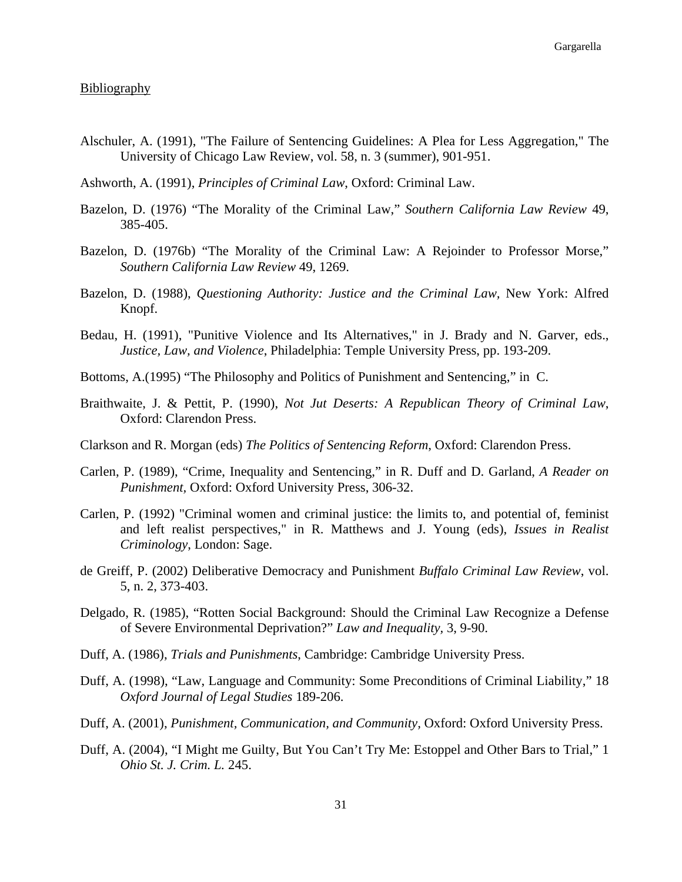Bibliography

Alschuler, A. (1991), "The Failure of Sentencing Guidelines: A Plea for Less Aggregation," The University of Chicago Law Review, vol. 58, n. 3 (summer), 901-951.

Ashworth, A. (1991), *Principles of Criminal Law*, Oxford: Criminal Law.

Bazelon, D. (1976) "The Morality of the Criminal Law," *Southern California Law Review* 49, 385-405.

Bazelon, D. (1976b) "The Morality of the Criminal Law: A Rejoinder to Professor Morse," *Southern California Law Review* 49, 1269.

Bazelon, D. (1988), *Questioning Authority: Justice and the Criminal Law,* New York: Alfred Knopf.

Bedau, H. (1991), "Punitive Violence and Its Alternatives," in J. Brady and N. Garver, eds., *Justice, Law, and Violence*, Philadelphia: Temple University Press, pp. 193-209.

Bottoms, A.(1995) "The Philosophy and Politics of Punishment and Sentencing," in C.

Braithwaite, J. & Pettit, P. (1990), *Not Jut Deserts: A Republican Theory of Criminal Law*, Oxford: Clarendon Press.

Clarkson and R. Morgan (eds) *The Politics of Sentencing Reform*, Oxford: Clarendon Press.

Carlen, P. (1989), "Crime, Inequality and Sentencing," in R. Duff and D. Garland, *A Reader on Punishment*, Oxford: Oxford University Press, 306-32.

Carlen, P. (1992) "Criminal women and criminal justice: the limits to, and potential of, feminist and left realist perspectives," in R. Matthews and J. Young (eds), *Issues in Realist Criminology*, London: Sage.

de Greiff, P. (2002) Deliberative Democracy and Punishment *Buffalo Criminal Law Review*, vol. 5, n. 2, 373-403.

Delgado, R. (1985), "Rotten Social Background: Should the Criminal Law Recognize a Defense of Severe Environmental Deprivation?" *Law and Inequality*, 3, 9-90.

Duff, A. (1986), *Trials and Punishments*, Cambridge: Cambridge University Press.

Duff, A. (1998), "Law, Language and Community: Some Preconditions of Criminal Liability," 18 *Oxford Journal of Legal Studies* 189-206.

Duff, A. (2001), *Punishment, Communication, and Community*, Oxford: Oxford University Press.

Duff, A. (2004), "I Might me Guilty, But You Can't Try Me: Estoppel and Other Bars to Trial," 1 *Ohio St. J. Crim. L.* 245.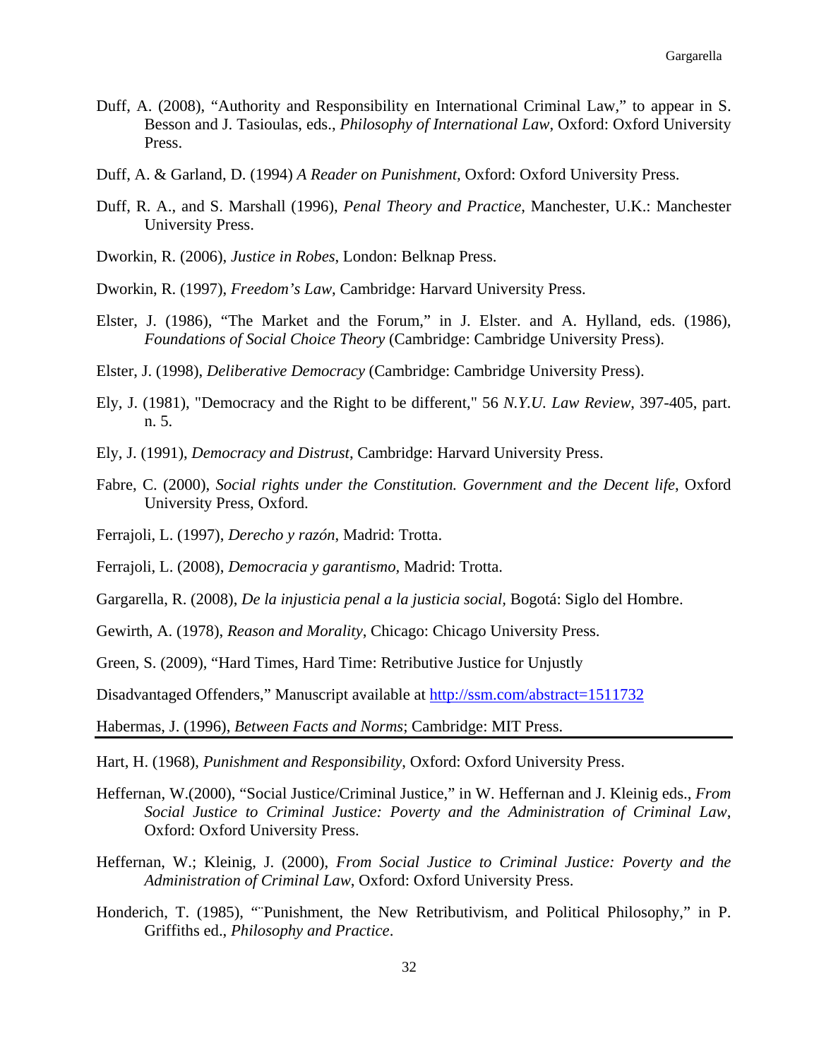Duff, A. (2008), "Authority and Responsibility en International Criminal Law," to appear in S. Besson and J. Tasioulas, eds., *Philosophy of International Law*, Oxford: Oxford University Press.

Duff, A. & Garland, D. (1994) *A Reader on Punishment*, Oxford: Oxford University Press.

Duff, R. A., and S. Marshall (1996), *Penal Theory and Practice*, Manchester, U.K.: Manchester University Press.

Dworkin, R. (2006), *Justice in Robes*, London: Belknap Press.

Dworkin, R. (1997), *Freedom's Law*, Cambridge: Harvard University Press.

Elster, J. (1986), "The Market and the Forum," in J. Elster. and A. Hylland, eds. (1986), *Foundations of Social Choice Theory* (Cambridge: Cambridge University Press).

Elster, J. (1998), *Deliberative Democracy* (Cambridge: Cambridge University Press).

Ely, J. (1981), "Democracy and the Right to be different," 56 *N.Y.U. Law Review*, 397-405, part. n. 5.

Ely, J. (1991), *Democracy and Distrust*, Cambridge: Harvard University Press.

Fabre, C. (2000), *Social rights under the Constitution. Government and the Decent life*, Oxford University Press, Oxford.

Ferrajoli, L. (1997), *Derecho y razón*, Madrid: Trotta.

Ferrajoli, L. (2008), *Democracia y garantismo*, Madrid: Trotta.

Gargarella, R. (2008), *De la injusticia penal a la justicia social*, Bogotá: Siglo del Hombre.

Gewirth, A. (1978), *Reason and Morality*, Chicago: Chicago University Press.

Green, S. (2009), "Hard Times, Hard Time: Retributive Justice for Unjustly

Disadvantaged Offenders," Manuscript available at http://ssm.com/abstract=1511732

Habermas, J. (1996), *Between Facts and Norms*; Cambridge: MIT Press.

Hart, H. (1968), *Punishment and Responsibility*, Oxford: Oxford University Press.

Heffernan, W.(2000), "Social Justice/Criminal Justice," in W. Heffernan and J. Kleinig eds., *From Social Justice to Criminal Justice: Poverty and the Administration of Criminal Law*, Oxford: Oxford University Press.

Heffernan, W.; Kleinig, J. (2000), *From Social Justice to Criminal Justice: Poverty and the Administration of Criminal Law*, Oxford: Oxford University Press.

Honderich, T. (1985), "¨Punishment, the New Retributivism, and Political Philosophy," in P. Griffiths ed., *Philosophy and Practice*.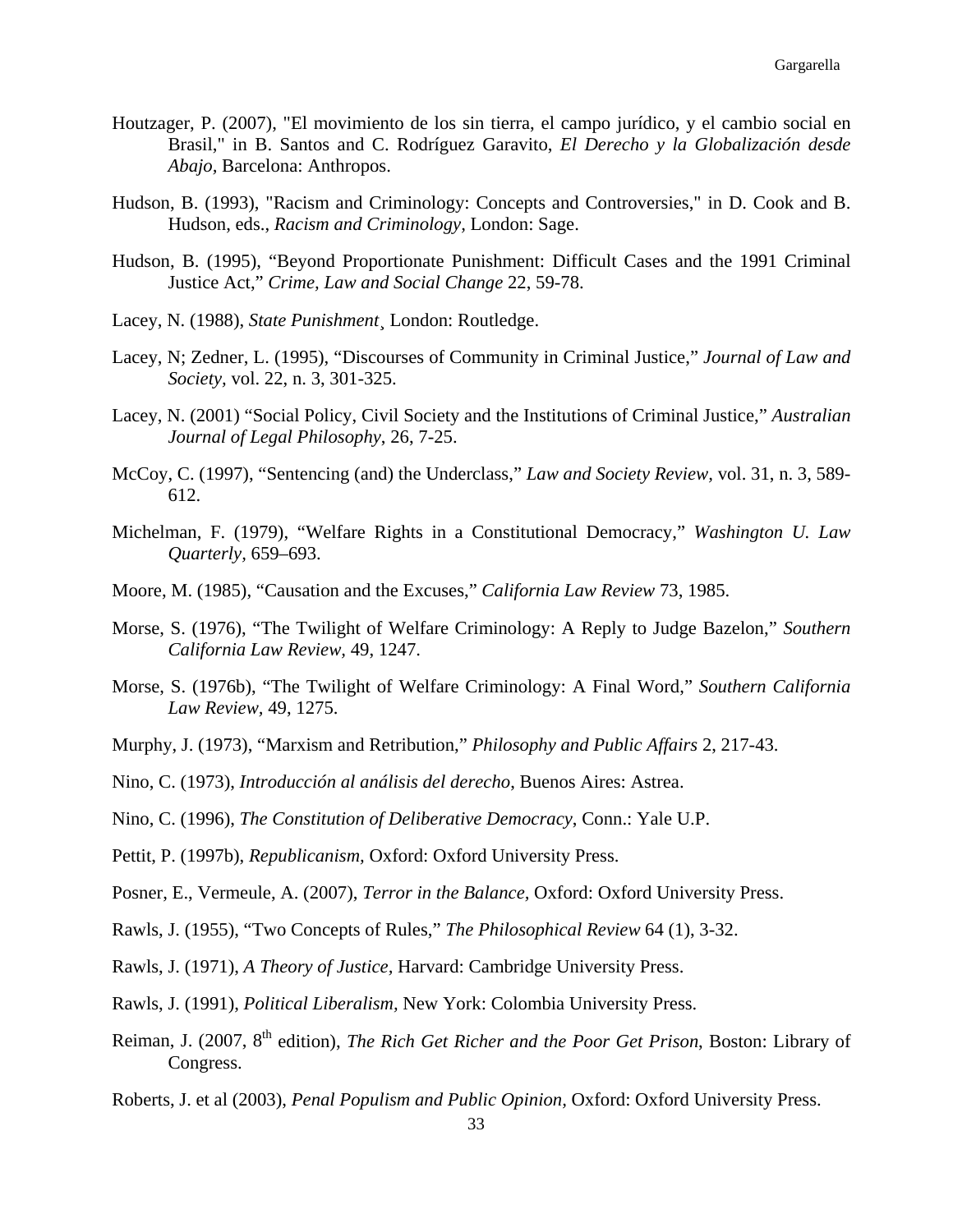Houtzager, P. (2007), "El movimiento de los sin tierra, el campo jurídico, y el cambio social en Brasil," in B. Santos and C. Rodríguez Garavito, *El Derecho y la Globalización desde Abajo,* Barcelona: Anthropos.

Hudson, B. (1993), "Racism and Criminology: Concepts and Controversies," in D. Cook and B. Hudson, eds., *Racism and Criminology,* London: Sage.

Hudson, B. (1995), "Beyond Proportionate Punishment: Difficult Cases and the 1991 Criminal Justice Act," *Crime, Law and Social Change* 22, 59-78.

Lacey, N. (1988), *State Punishment¸* London: Routledge.

Lacey, N; Zedner, L. (1995), "Discourses of Community in Criminal Justice," *Journal of Law and Society*, vol. 22, n. 3, 301-325.

Lacey, N. (2001) "Social Policy, Civil Society and the Institutions of Criminal Justice," *Australian Journal of Legal Philosophy*, 26, 7-25.

McCoy, C. (1997), "Sentencing (and) the Underclass," *Law and Society Review,* vol. 31, n. 3, 589-612.

Michelman, F. (1979), "Welfare Rights in a Constitutional Democracy," *Washington U. Law Quarterly*, 659–693.

Moore, M. (1985), "Causation and the Excuses," *California Law Review* 73, 1985.

Morse, S. (1976), "The Twilight of Welfare Criminology: A Reply to Judge Bazelon," *Southern California Law Review,* 49, 1247.

Morse, S. (1976b), "The Twilight of Welfare Criminology: A Final Word," *Southern California Law Review,* 49, 1275.

Murphy, J. (1973), "Marxism and Retribution," *Philosophy and Public Affairs* 2, 217-43.

Nino, C. (1973), *Introducción al análisis del derecho*, Buenos Aires: Astrea.

Nino, C. (1996), *The Constitution of Deliberative Democracy*, Conn.: Yale U.P.

Pettit, P. (1997b), *Republicanism,* Oxford: Oxford University Press.

Posner, E., Vermeule, A. (2007), *Terror in the Balance,* Oxford: Oxford University Press.

Rawls, J. (1955), "Two Concepts of Rules," *The Philosophical Review* 64 (1), 3-32.

Rawls, J. (1971), *A Theory of Justice,* Harvard: Cambridge University Press.

Rawls, J. (1991), *Political Liberalism,* New York: Colombia University Press.

Reiman, J. (2007, 8th edition), *The Rich Get Richer and the Poor Get Prison*, Boston: Library of Congress.

Roberts, J. et al (2003), *Penal Populism and Public Opinion,* Oxford: Oxford University Press.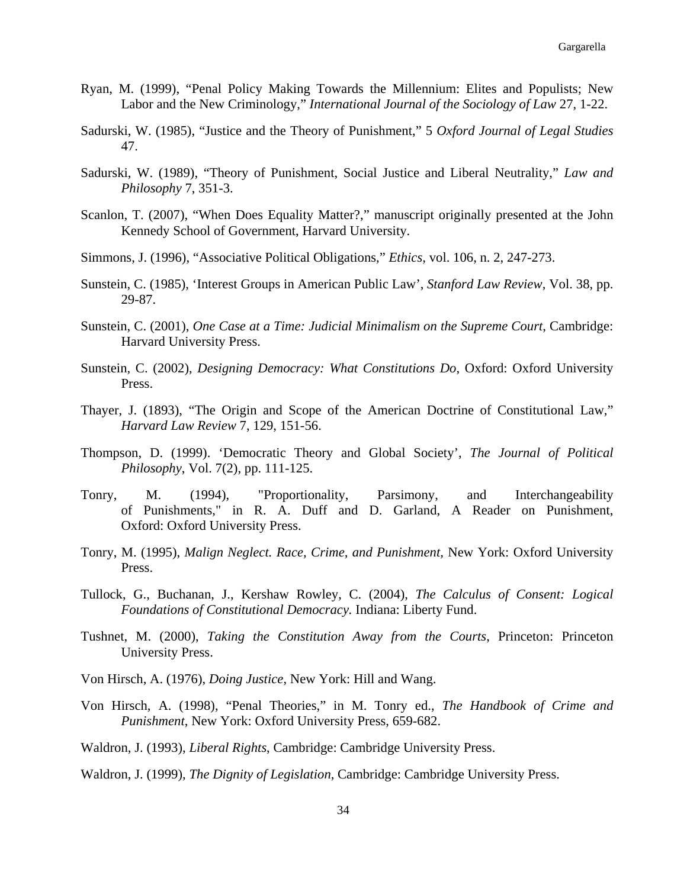Ryan, M. (1999), "Penal Policy Making Towards the Millennium: Elites and Populists; New Labor and the New Criminology," *International Journal of the Sociology of Law* 27, 1-22.

Sadurski, W. (1985), "Justice and the Theory of Punishment," 5 *Oxford Journal of Legal Studies* 47.

Sadurski, W. (1989), "Theory of Punishment, Social Justice and Liberal Neutrality," *Law and Philosophy* 7, 351-3.

Scanlon, T. (2007), "When Does Equality Matter?," manuscript originally presented at the John Kennedy School of Government, Harvard University.

Simmons, J. (1996), "Associative Political Obligations," *Ethics*, vol. 106, n. 2, 247-273.

Sunstein, C. (1985), 'Interest Groups in American Public Law', *Stanford Law Review*, Vol. 38, pp. 29-87.

Sunstein, C. (2001), *One Case at a Time: Judicial Minimalism on the Supreme Court*, Cambridge: Harvard University Press.

Sunstein, C. (2002), *Designing Democracy: What Constitutions Do*, Oxford: Oxford University Press.

Thayer, J. (1893), "The Origin and Scope of the American Doctrine of Constitutional Law," *Harvard Law Review* 7, 129, 151-56.

Thompson, D. (1999). 'Democratic Theory and Global Society', *The Journal of Political Philosophy*, Vol. 7(2), pp. 111-125.

Tonry, M. (1994), "Proportionality, Parsimony, and Interchangeability of Punishments," in R. A. Duff and D. Garland, A Reader on Punishment, Oxford: Oxford University Press.

Tonry, M. (1995), *Malign Neglect. Race, Crime, and Punishment*, New York: Oxford University Press.

Tullock, G., Buchanan, J., Kershaw Rowley, C. (2004), *The Calculus of Consent: Logical Foundations of Constitutional Democracy.* Indiana: Liberty Fund.

Tushnet, M. (2000), *Taking the Constitution Away from the Courts*, Princeton: Princeton University Press.

Von Hirsch, A. (1976), *Doing Justice*, New York: Hill and Wang.

Von Hirsch, A. (1998), "Penal Theories," in M. Tonry ed., *The Handbook of Crime and Punishment*, New York: Oxford University Press, 659-682.

Waldron, J. (1993), *Liberal Rights*, Cambridge: Cambridge University Press.

Waldron, J. (1999), *The Dignity of Legislation*, Cambridge: Cambridge University Press.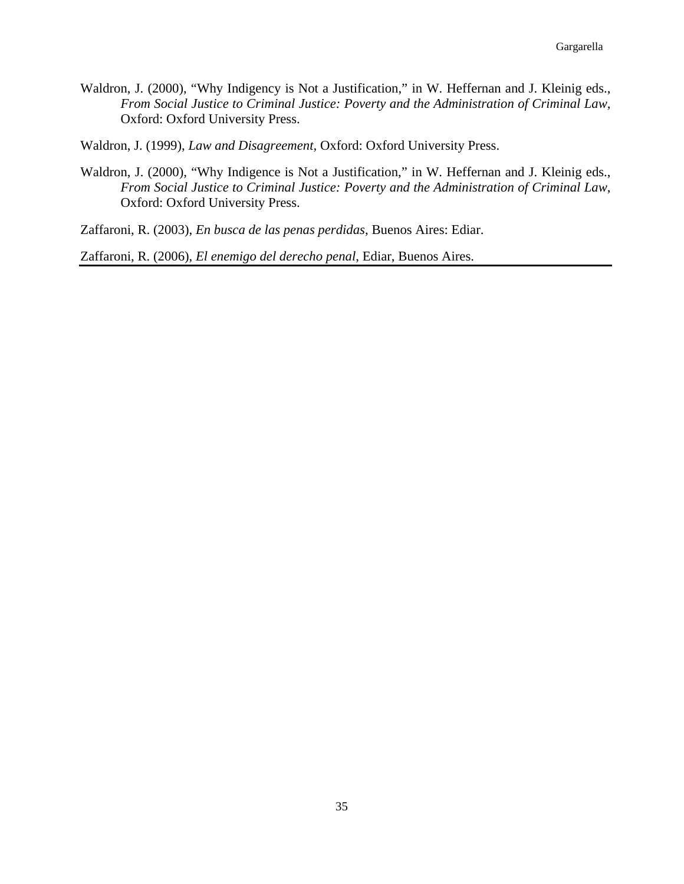Waldron, J. (2000), “Why Indigency is Not a Justification,” in W. Heffernan and J. Kleinig eds., *From Social Justice to Criminal Justice: Poverty and the Administration of Criminal Law*, Oxford: Oxford University Press.

Waldron, J. (1999), *Law and Disagreement*, Oxford: Oxford University Press.

Waldron, J. (2000), “Why Indigence is Not a Justification,” in W. Heffernan and J. Kleinig eds., *From Social Justice to Criminal Justice: Poverty and the Administration of Criminal Law*, Oxford: Oxford University Press.

Zaffaroni, R. (2003), *En busca de las penas perdidas*, Buenos Aires: Ediar.

Zaffaroni, R. (2006), *El enemigo del derecho penal*, Ediar, Buenos Aires.